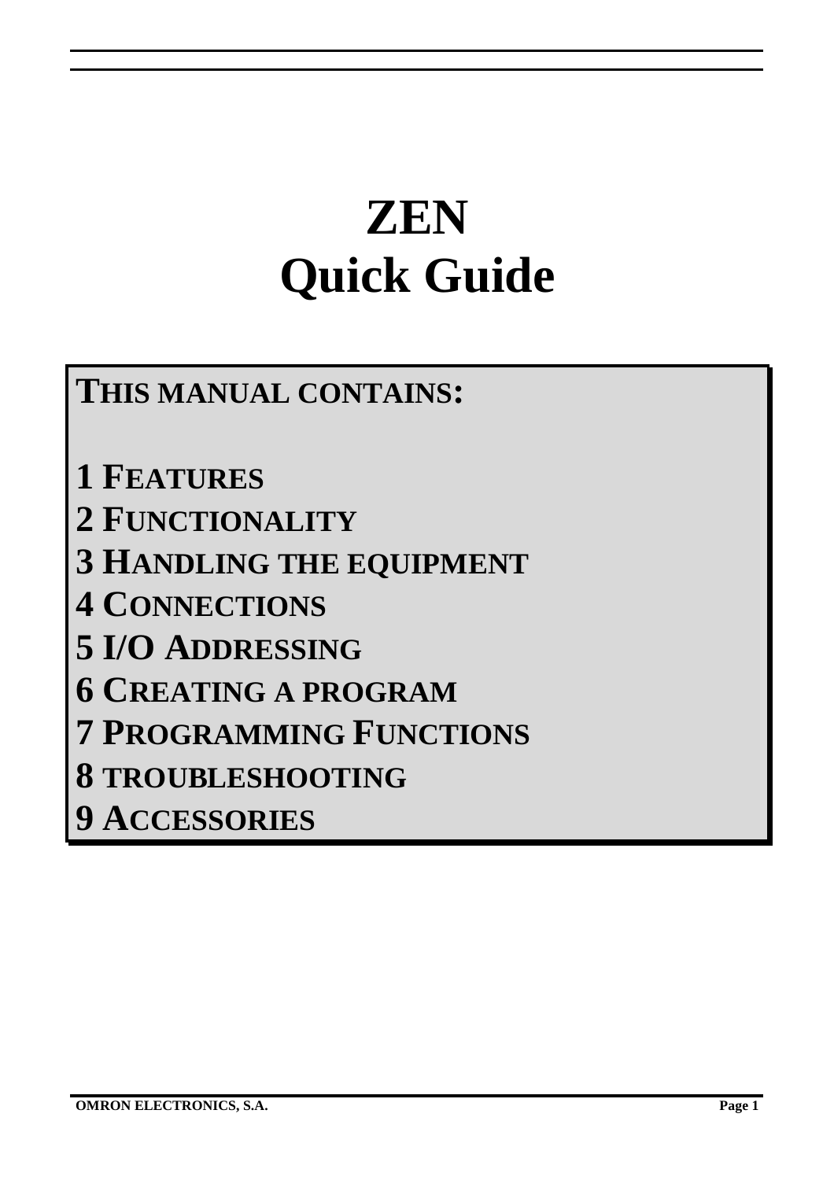# ZEN
# Quick Guide

**THIS MANUAL CONTAINS:**

**1 FEATURES**
**2 FUNCTIONALITY**
**3 HANDLING THE EQUIPMENT**
**4 CONNECTIONS**
**5 I/O ADDRESSING**
**6 CREATING A PROGRAM**
**7 PROGRAMMING FUNCTIONS**
**8 TROUBLESHOOTING**
**9 ACCESSORIES**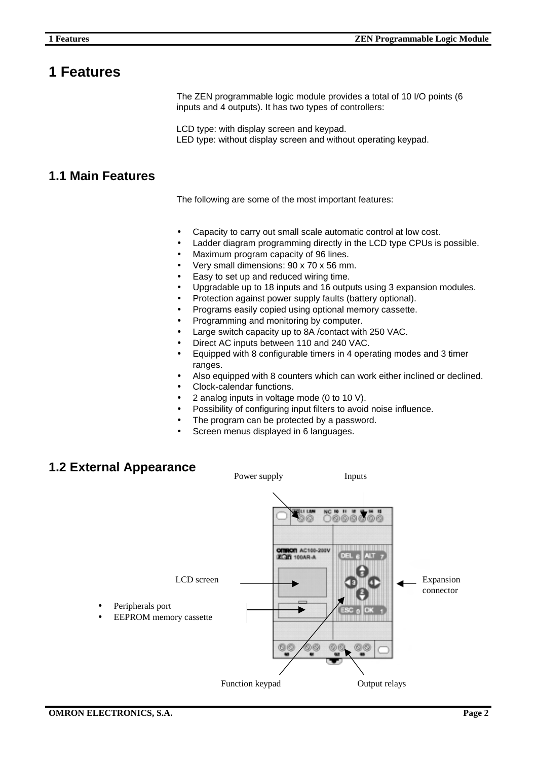# 1 Features

The ZEN programmable logic module provides a total of 10 I/O points (6 inputs and 4 outputs). It has two types of controllers:

LCD type: with display screen and keypad.
LED type: without display screen and without operating keypad.

## 1.1 Main Features

The following are some of the most important features:

- Capacity to carry out small scale automatic control at low cost.
- Ladder diagram programming directly in the LCD type CPUs is possible.
- Maximum program capacity of 96 lines.
- Very small dimensions: 90 x 70 x 56 mm.
- Easy to set up and reduced wiring time.
- Upgradable up to 18 inputs and 16 outputs using 3 expansion modules.
- Protection against power supply faults (battery optional).
- Programs easily copied using optional memory cassette.
- Programming and monitoring by computer.
- Large switch capacity up to 8A /contact with 250 VAC.
- Direct AC inputs between 110 and 240 VAC.
- Equipped with 8 configurable timers in 4 operating modes and 3 timer ranges.
- Also equipped with 8 counters which can work either inclined or declined.
- Clock-calendar functions.
- 2 analog inputs in voltage mode (0 to 10 V).
- Possibility of configuring input filters to avoid noise influence.
- The program can be protected by a password.
- Screen menus displayed in 6 languages.

## 1.2 External Appearance

Power supply

Inputs

LCD screen

Expansion connector

- Peripherals port
- EEPROM memory cassette

Function keypad

Output relays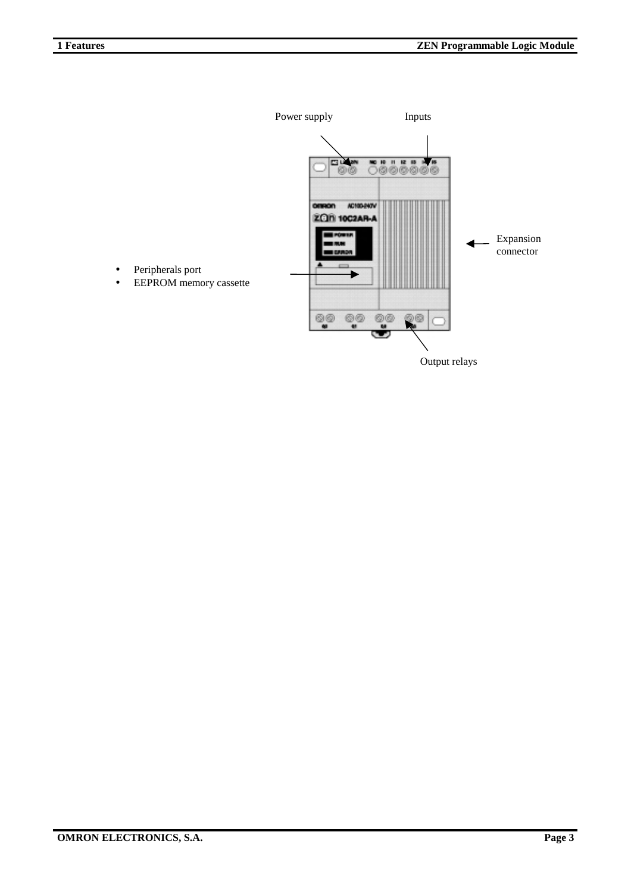Power supply

Inputs

Expansion connector

- Peripherals port
- EEPROM memory cassette

Output relays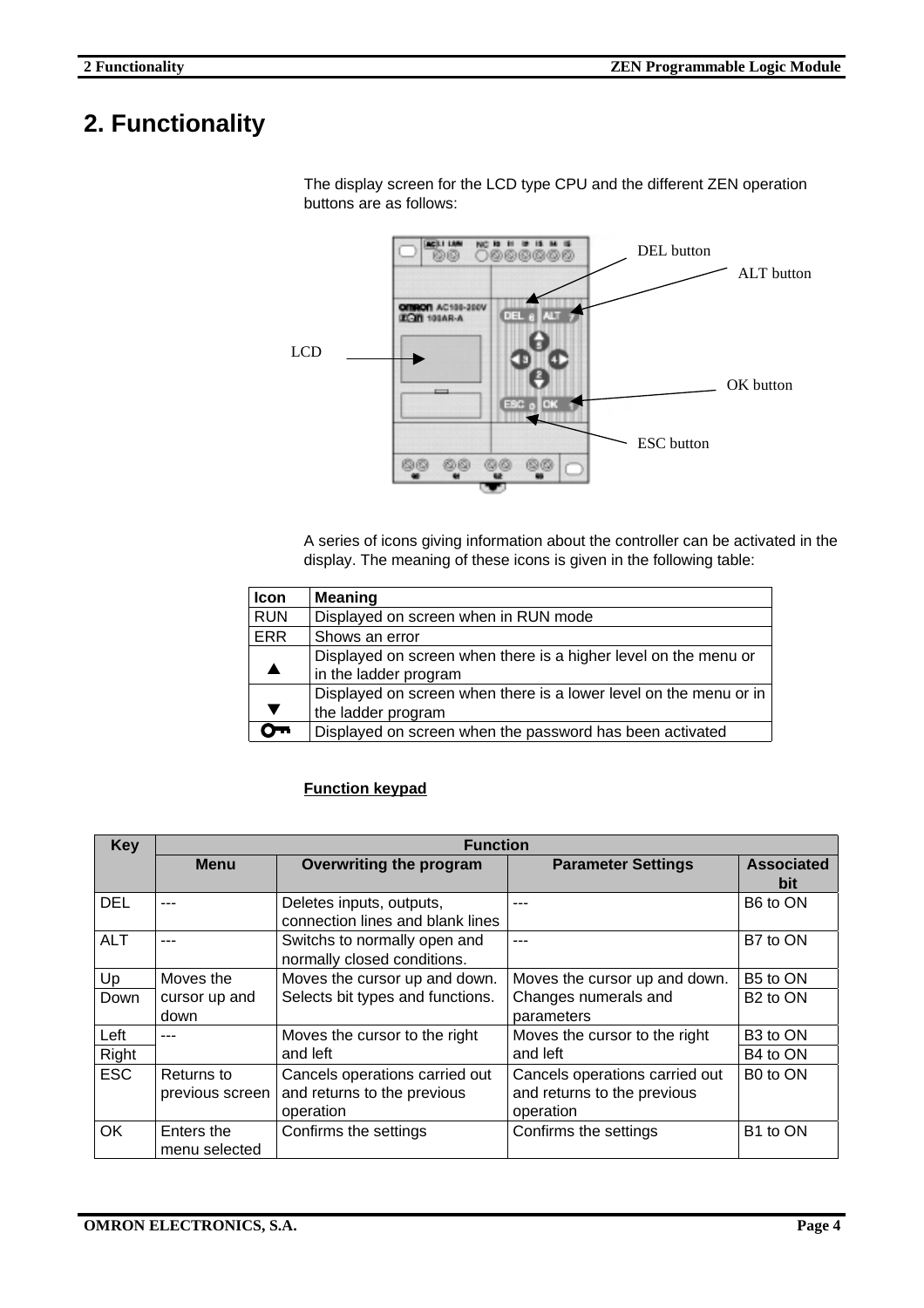# 2. Functionality

The display screen for the LCD type CPU and the different ZEN operation buttons are as follows:

DEL button

ALT button

LCD

OK button

ESC button

A series of icons giving information about the controller can be activated in the display. The meaning of these icons is given in the following table:

| Icon | Meaning |
|---|---|
| RUN | Displayed on screen when in RUN mode |
| ERR | Shows an error |
| ▲ | Displayed on screen when there is a higher level on the menu or in the ladder program |
| ▼ | Displayed on screen when there is a lower level on the menu or in the ladder program |
| 🔑 | Displayed on screen when the password has been activated |

**Function keypad**

| Key | Function | | | |
|---|---|---|---|---|
| | **Menu** | **Overwriting the program** | **Parameter Settings** | **Associated bit** |
| DEL | --- | Deletes inputs, outputs, connection lines and blank lines | --- | B6 to ON |
| ALT | --- | Switchs to normally open and normally closed conditions. | --- | B7 to ON |
| Up | Moves the cursor up and down | Moves the cursor up and down. Selects bit types and functions. | Moves the cursor up and down. Changes numerals and parameters | B5 to ON |
| Down | | | | B2 to ON |
| Left | --- | Moves the cursor to the right and left | Moves the cursor to the right and left | B3 to ON |
| Right | | | | B4 to ON |
| ESC | Returns to previous screen | Cancels operations carried out and returns to the previous operation | Cancels operations carried out and returns to the previous operation | B0 to ON |
| OK | Enters the menu selected | Confirms the settings | Confirms the settings | B1 to ON |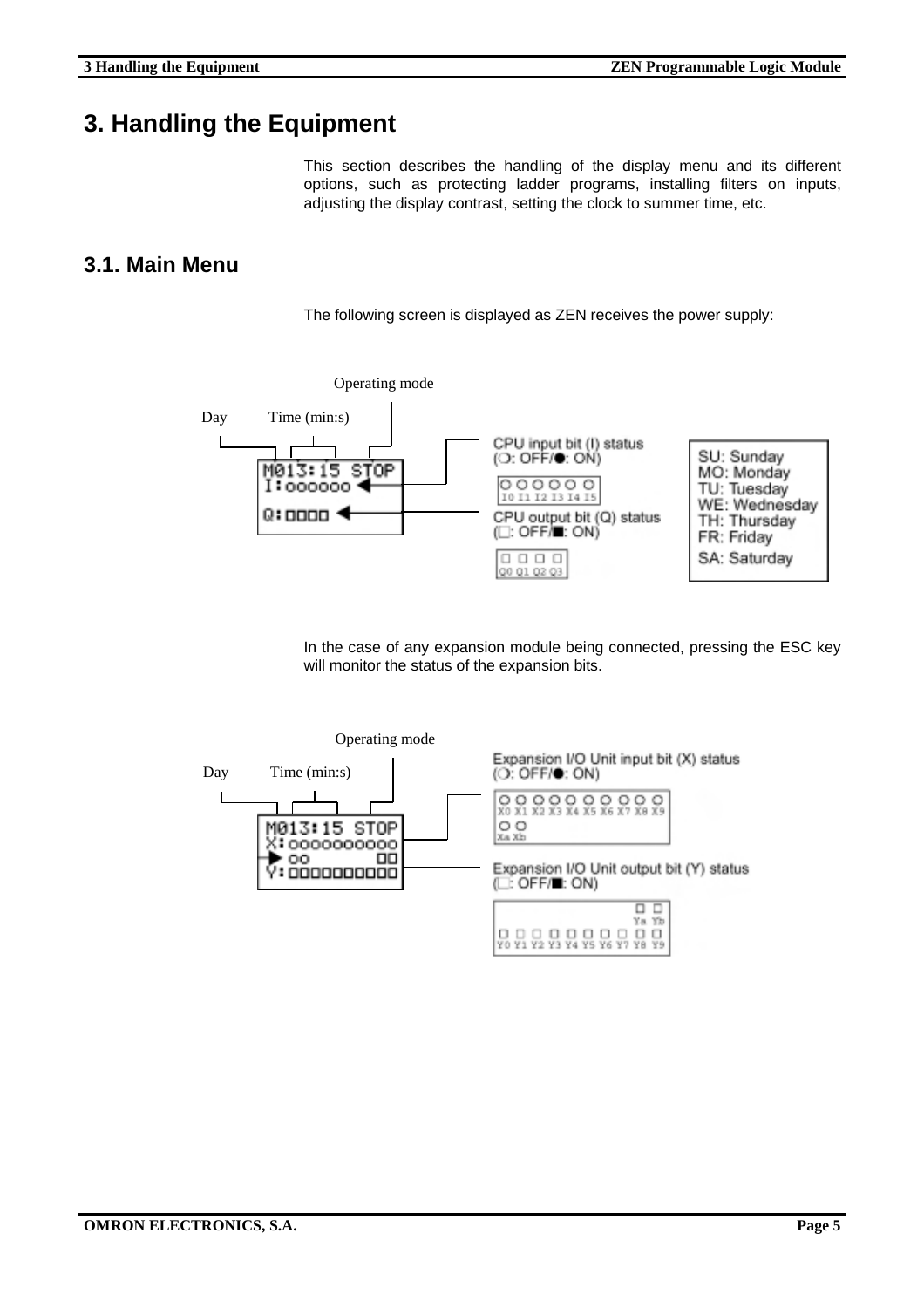# 3. Handling the Equipment

This section describes the handling of the display menu and its different options, such as protecting ladder programs, installing filters on inputs, adjusting the display contrast, setting the clock to summer time, etc.

## 3.1. Main Menu

The following screen is displayed as ZEN receives the power supply:

Operating mode

Day Time (min:s)

```
M013:15 STOP
I:○○○○○○
Q:□□□□
```

CPU input bit (I) status (○: OFF/●: ON)

○ ○ ○ ○ ○ ○
I0 I1 I2 I3 I4 I5

CPU output bit (Q) status (□: OFF/■: ON)

□ □ □ □
Q0 Q1 Q2 Q3

SU: Sunday
MO: Monday
TU: Tuesday
WE: Wednesday
TH: Thursday
FR: Friday
SA: Saturday

In the case of any expansion module being connected, pressing the ESC key will monitor the status of the expansion bits.

Operating mode

Day Time (min:s)

```
M013:15 STOP
X:○○○○○○○○○○
▶ ○○        □□
Y:□□□□□□□□□□
```

Expansion I/O Unit input bit (X) status (○: OFF/●: ON)

○ ○ ○ ○ ○ ○ ○ ○ ○ ○
X0 X1 X2 X3 X4 X5 X6 X7 X8 X9
○ ○
Xa Xb

Expansion I/O Unit output bit (Y) status (□: OFF/■: ON)

□ □
Ya Yb
□ □ □ □ □ □ □ □ □ □
Y0 Y1 Y2 Y3 Y4 Y5 Y6 Y7 Y8 Y9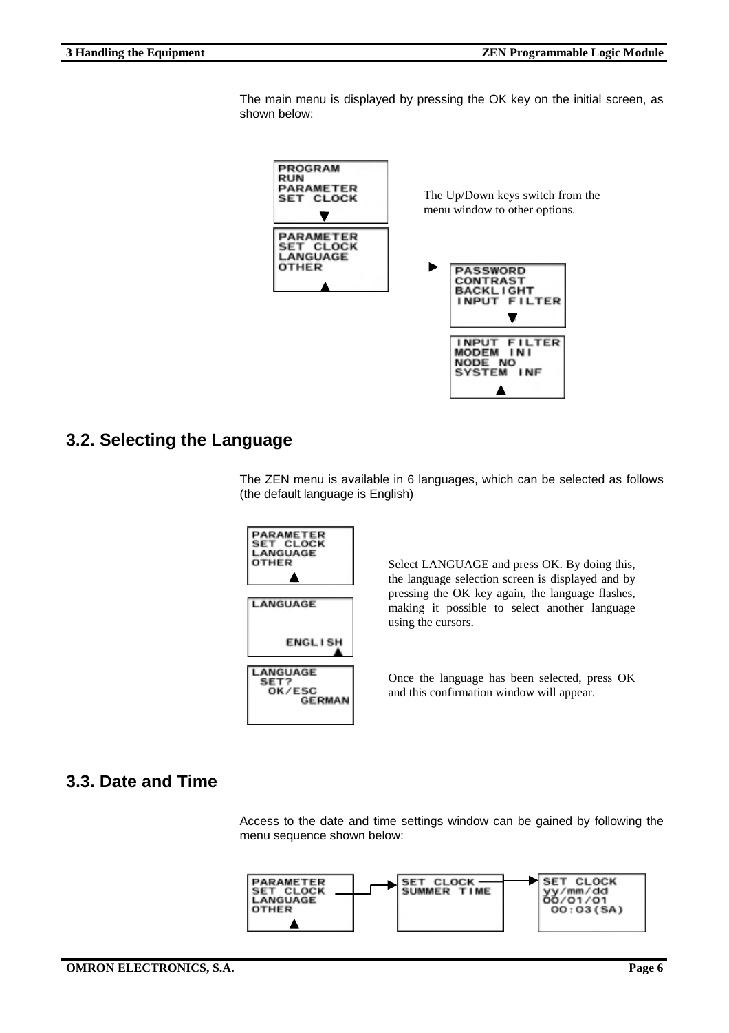The main menu is displayed by pressing the OK key on the initial screen, as shown below:

```
PROGRAM
RUN
PARAMETER
SET CLOCK
    ▼

PARAMETER
SET CLOCK
LANGUAGE
OTHER
    ▲
```

The Up/Down keys switch from the menu window to other options.

```
PASSWORD
CONTRAST
BACKLIGHT
INPUT FILTER
    ▼

INPUT FILTER
MODEM INI
NODE NO
SYSTEM INF
    ▲
```

## 3.2. Selecting the Language

The ZEN menu is available in 6 languages, which can be selected as follows (the default language is English)

```
PARAMETER
SET CLOCK
LANGUAGE
OTHER
    ▲
```

Select LANGUAGE and press OK. By doing this, the language selection screen is displayed and by pressing the OK key again, the language flashes, making it possible to select another language using the cursors.

```
LANGUAGE

      ENGLISH
```

Once the language has been selected, press OK and this confirmation window will appear.

```
LANGUAGE
  SET?
   OK/ESC
       GERMAN
```

## 3.3. Date and Time

Access to the date and time settings window can be gained by following the menu sequence shown below:

```
PARAMETER
SET CLOCK
LANGUAGE
OTHER
    ▲
```

```
SET CLOCK
SUMMER TIME
```

```
SET CLOCK
yy/mm/dd
00/01/01
 00:03(SA)
```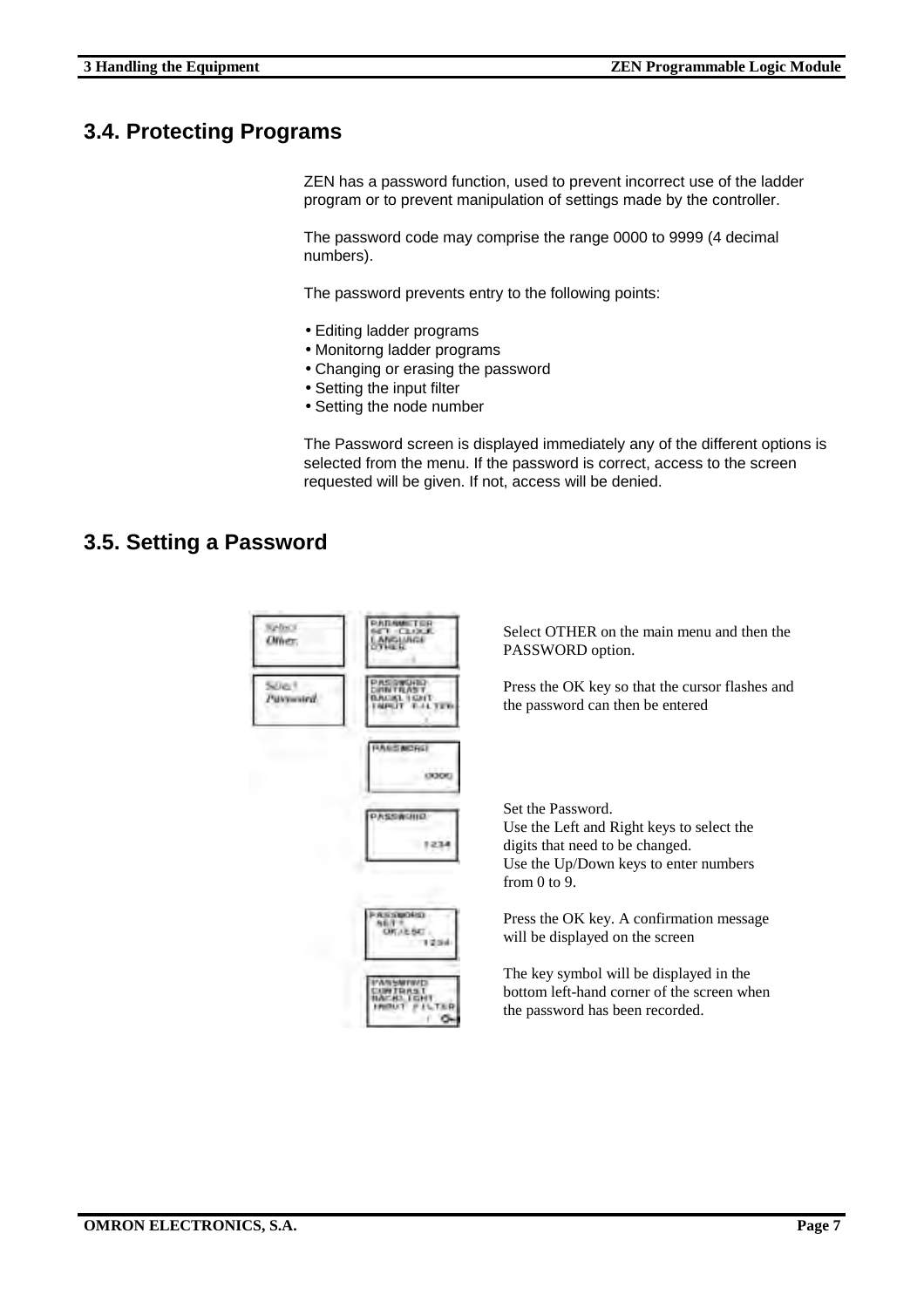## 3.4. Protecting Programs

ZEN has a password function, used to prevent incorrect use of the ladder program or to prevent manipulation of settings made by the controller.

The password code may comprise the range 0000 to 9999 (4 decimal numbers).

The password prevents entry to the following points:

- Editing ladder programs
- Monitorng ladder programs
- Changing or erasing the password
- Setting the input filter
- Setting the node number

The Password screen is displayed immediately any of the different options is selected from the menu. If the password is correct, access to the screen requested will be given. If not, access will be denied.

## 3.5. Setting a Password

Select OTHER on the main menu and then the PASSWORD option.

Press the OK key so that the cursor flashes and the password can then be entered

Set the Password.
Use the Left and Right keys to select the digits that need to be changed.
Use the Up/Down keys to enter numbers from 0 to 9.

Press the OK key. A confirmation message will be displayed on the screen

The key symbol will be displayed in the bottom left-hand corner of the screen when the password has been recorded.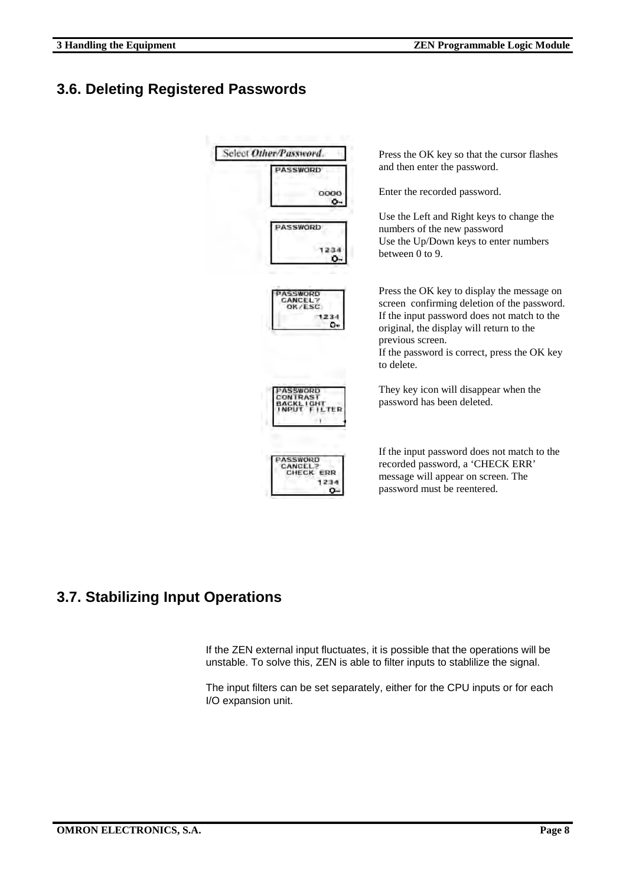## 3.6. Deleting Registered Passwords

Select *Other/Password*.

PASSWORD
0000

Press the OK key so that the cursor flashes and then enter the password.

Enter the recorded password.

PASSWORD
1234

Use the Left and Right keys to change the numbers of the new password
Use the Up/Down keys to enter numbers between 0 to 9.

PASSWORD
CANCEL?
OK/ESC
1234

Press the OK key to display the message on screen confirming deletion of the password.
If the input password does not match to the original, the display will return to the previous screen.
If the password is correct, press the OK key to delete.

PASSWORD
CONTRAST
BACKLIGHT
INPUT FILTER

They key icon will disappear when the password has been deleted.

PASSWORD
CANCEL?
CHECK ERR
1234

If the input password does not match to the recorded password, a 'CHECK ERR' message will appear on screen. The password must be reentered.

## 3.7. Stabilizing Input Operations

If the ZEN external input fluctuates, it is possible that the operations will be unstable. To solve this, ZEN is able to filter inputs to stablilize the signal.

The input filters can be set separately, either for the CPU inputs or for each I/O expansion unit.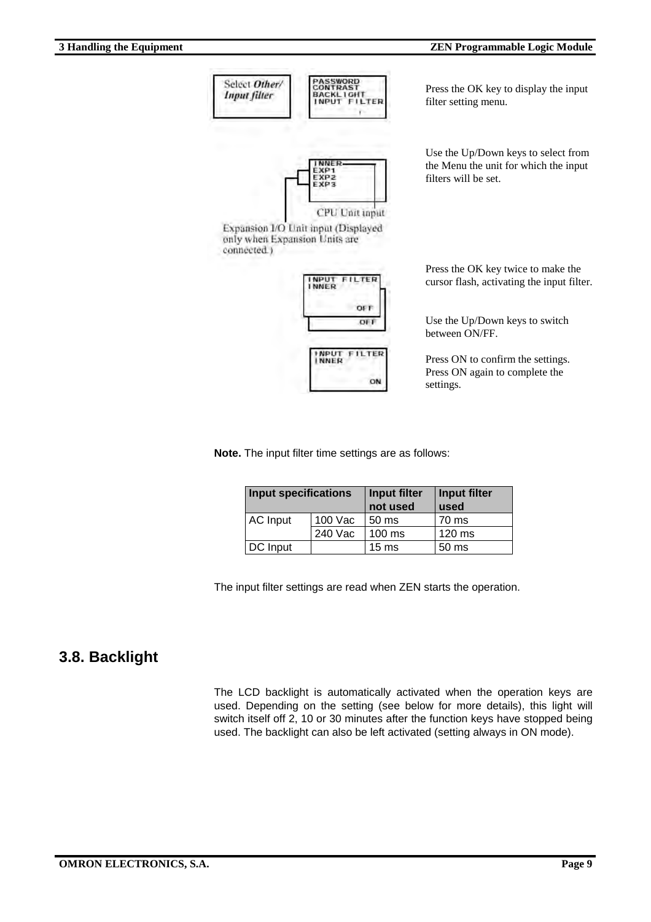Select *Other/ Input filter*

```
PASSWORD
CONTRAST
BACKLIGHT
INPUT FILTER
```

Press the OK key to display the input filter setting menu.

```
INNER
EXP1
EXP2
EXP3
```

CPU Unit input

Expansion I/O Unit input (Displayed only when Expansion Units are connected.)

Use the Up/Down keys to select from the Menu the unit for which the input filters will be set.

```
INPUT FILTER
INNER
         OFF
         OFF
```

Press the OK key twice to make the cursor flash, activating the input filter.

Use the Up/Down keys to switch between ON/FF.

```
INPUT FILTER
INNER
          ON
```

Press ON to confirm the settings. Press ON again to complete the settings.

**Note.** The input filter time settings are as follows:

| Input specifications | | Input filter not used | Input filter used |
|---|---|---|---|
| AC Input | 100 Vac | 50 ms | 70 ms |
| | 240 Vac | 100 ms | 120 ms |
| DC Input | | 15 ms | 50 ms |

The input filter settings are read when ZEN starts the operation.

## 3.8. Backlight

The LCD backlight is automatically activated when the operation keys are used. Depending on the setting (see below for more details), this light will switch itself off 2, 10 or 30 minutes after the function keys have stopped being used. The backlight can also be left activated (setting always in ON mode).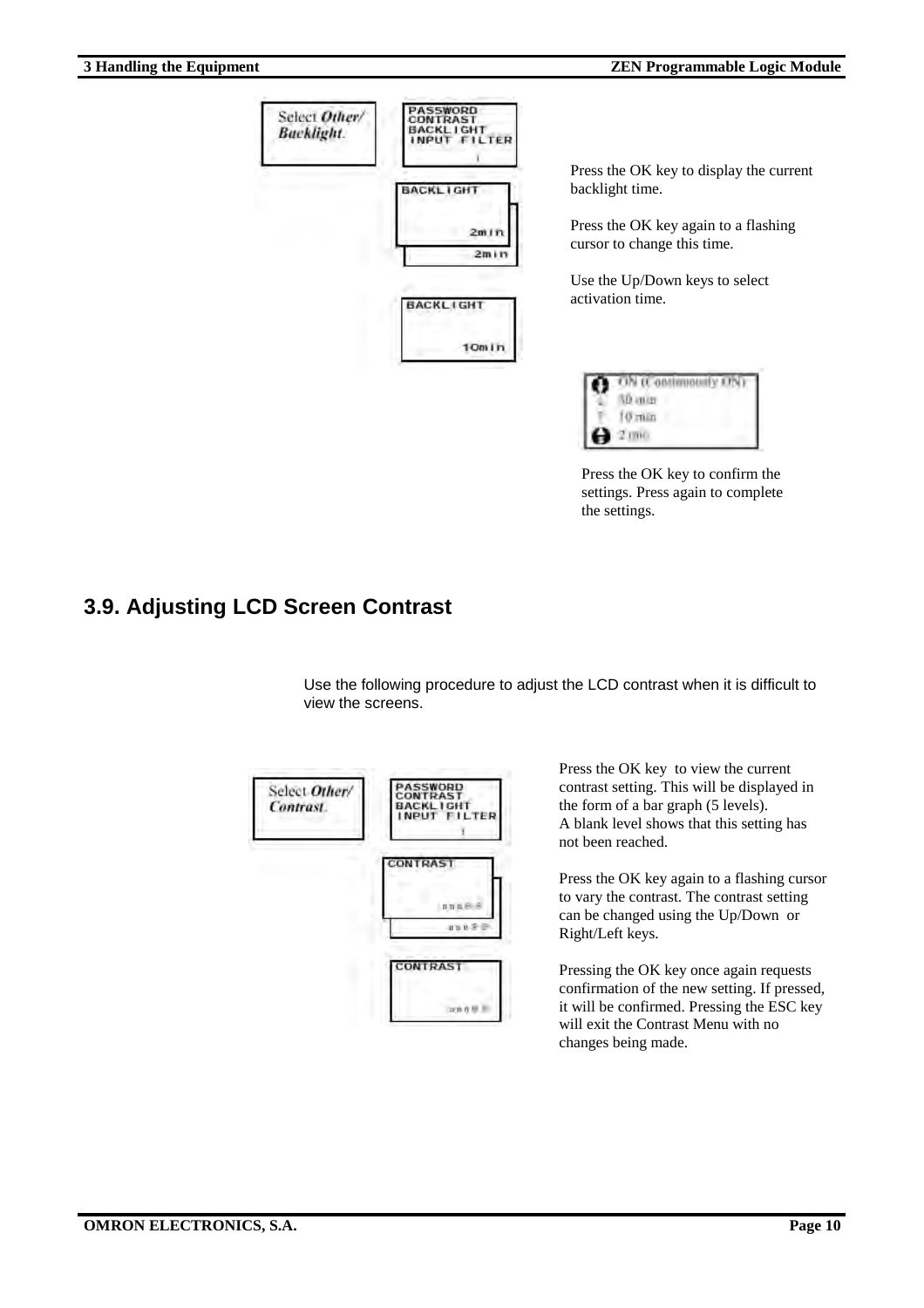Select *Other/ Backlight*.

```
PASSWORD
CONTRAST
BACKLIGHT
INPUT FILTER
```

```
BACKLIGHT
        2min
        2min
```

```
BACKLIGHT
       10min
```

Press the OK key to display the current backlight time.

Press the OK key again to a flashing cursor to change this time.

Use the Up/Down keys to select activation time.

- ON (Continuously ON)
- 30 min
- 10 min
- 2 min

Press the OK key to confirm the settings. Press again to complete the settings.

## 3.9. Adjusting LCD Screen Contrast

Use the following procedure to adjust the LCD contrast when it is difficult to view the screens.

Select *Other/ Contrast*.

```
PASSWORD
CONTRAST
BACKLIGHT
INPUT FILTER
```

```
CONTRAST
```

```
CONTRAST
```

Press the OK key to view the current contrast setting. This will be displayed in the form of a bar graph (5 levels).
A blank level shows that this setting has not been reached.

Press the OK key again to a flashing cursor to vary the contrast. The contrast setting can be changed using the Up/Down or Right/Left keys.

Pressing the OK key once again requests confirmation of the new setting. If pressed, it will be confirmed. Pressing the ESC key will exit the Contrast Menu with no changes being made.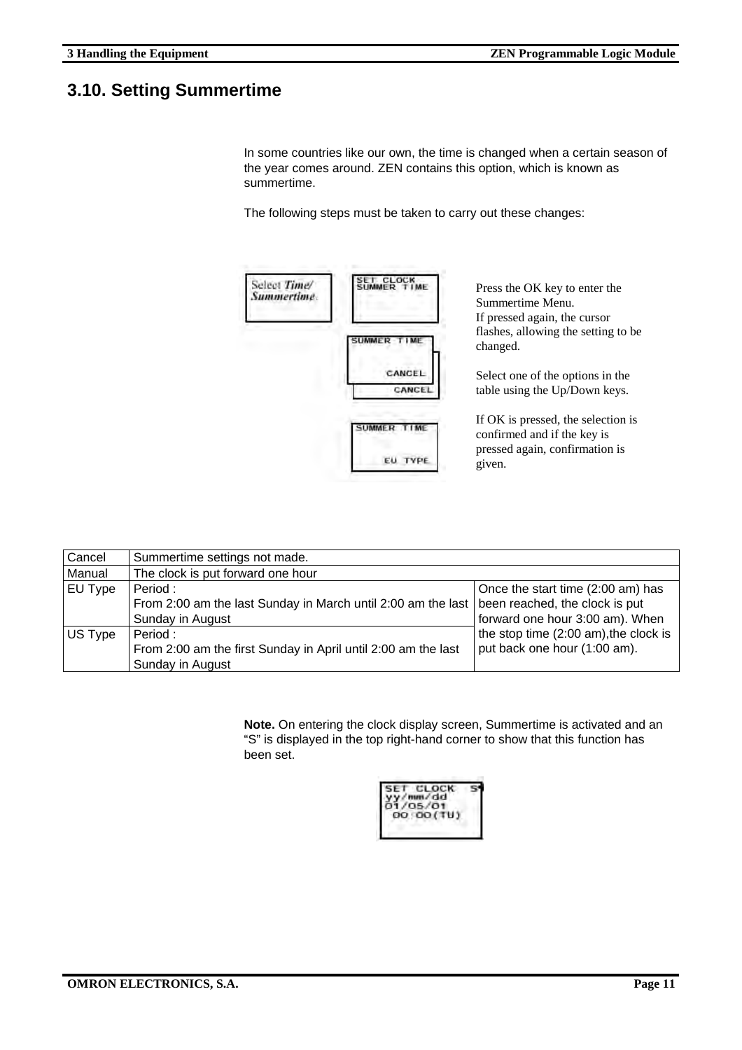## 3.10. Setting Summertime

In some countries like our own, the time is changed when a certain season of the year comes around. ZEN contains this option, which is known as summertime.

The following steps must be taken to carry out these changes:

Press the OK key to enter the Summertime Menu.
If pressed again, the cursor flashes, allowing the setting to be changed.

Select one of the options in the table using the Up/Down keys.

If OK is pressed, the selection is confirmed and if the key is pressed again, confirmation is given.

| Cancel | Summertime settings not made. | |
|---|---|---|
| Manual | The clock is put forward one hour | |
| EU Type | Period :<br>From 2:00 am the last Sunday in March until 2:00 am the last Sunday in August | Once the start time (2:00 am) has been reached, the clock is put forward one hour 3:00 am). When the stop time (2:00 am),the clock is put back one hour (1:00 am). |
| US Type | Period :<br>From 2:00 am the first Sunday in April until 2:00 am the last Sunday in August | |

**Note.** On entering the clock display screen, Summertime is activated and an "S" is displayed in the top right-hand corner to show that this function has been set.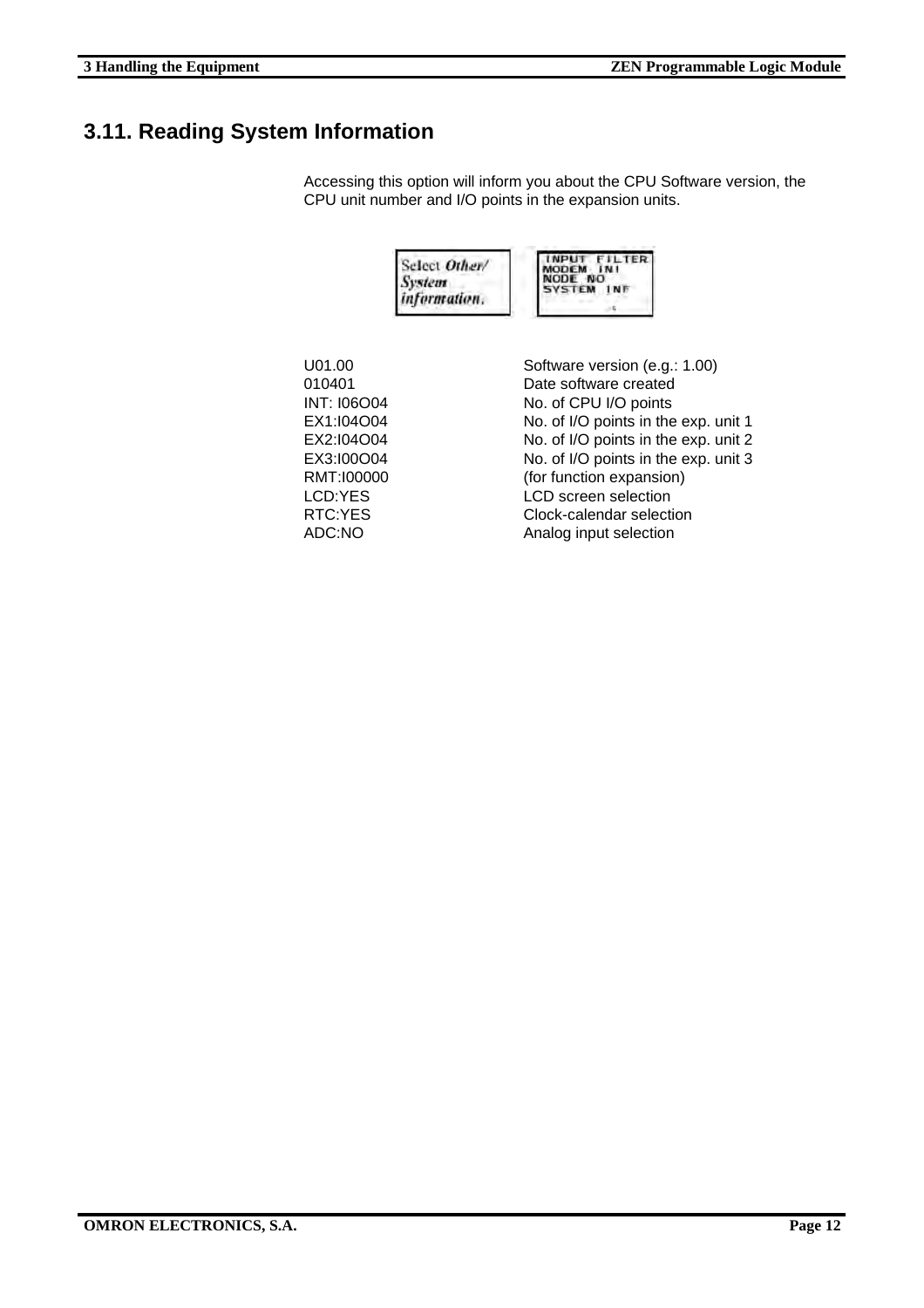## 3.11. Reading System Information

Accessing this option will inform you about the CPU Software version, the CPU unit number and I/O points in the expansion units.

| | |
|---|---|
| U01.00 | Software version (e.g.: 1.00) |
| 010401 | Date software created |
| INT: I06O04 | No. of CPU I/O points |
| EX1:I04O04 | No. of I/O points in the exp. unit 1 |
| EX2:I04O04 | No. of I/O points in the exp. unit 2 |
| EX3:I00O04 | No. of I/O points in the exp. unit 3 |
| RMT:I00000 | (for function expansion) |
| LCD:YES | LCD screen selection |
| RTC:YES | Clock-calendar selection |
| ADC:NO | Analog input selection |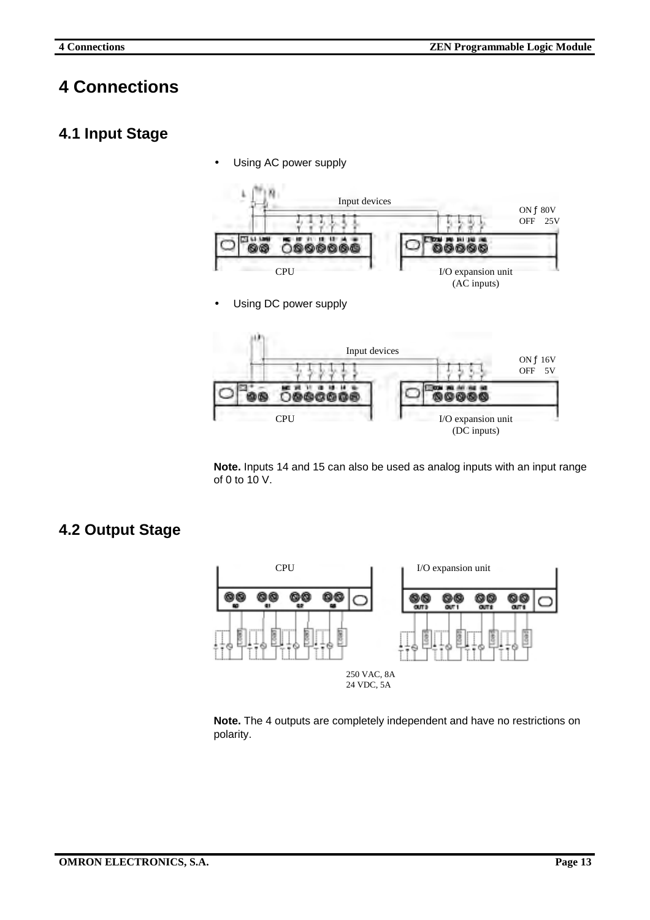# 4 Connections

## 4.1 Input Stage

- Using AC power supply

Input devices

ON ƒ 80V
OFF 25V

CPU

I/O expansion unit
(AC inputs)

- Using DC power supply

Input devices

ON ƒ 16V
OFF 5V

CPU

I/O expansion unit
(DC inputs)

**Note.** Inputs 14 and 15 can also be used as analog inputs with an input range of 0 to 10 V.

## 4.2 Output Stage

CPU

I/O expansion unit

250 VAC, 8A
24 VDC, 5A

**Note.** The 4 outputs are completely independent and have no restrictions on polarity.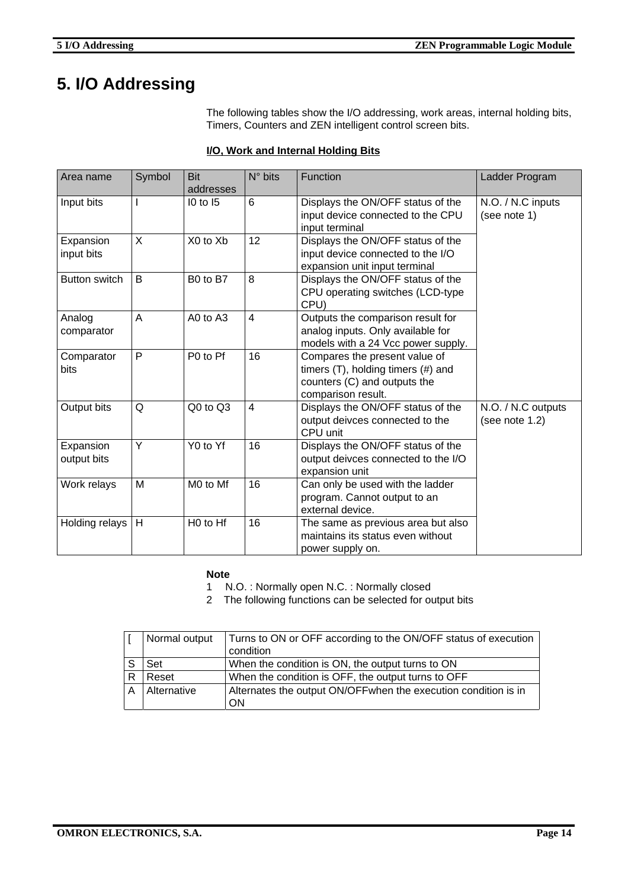# 5. I/O Addressing

The following tables show the I/O addressing, work areas, internal holding bits, Timers, Counters and ZEN intelligent control screen bits.

**I/O, Work and Internal Holding Bits**

| Area name | Symbol | Bit addresses | N° bits | Function | Ladder Program |
|---|---|---|---|---|---|
| Input bits | I | I0 to I5 | 6 | Displays the ON/OFF status of the input device connected to the CPU input terminal | N.O. / N.C inputs (see note 1) |
| Expansion input bits | X | X0 to Xb | 12 | Displays the ON/OFF status of the input device connected to the I/O expansion unit input terminal | |
| Button switch | B | B0 to B7 | 8 | Displays the ON/OFF status of the CPU operating switches (LCD-type CPU) | |
| Analog comparator | A | A0 to A3 | 4 | Outputs the comparison result for analog inputs. Only available for models with a 24 Vcc power supply. | |
| Comparator bits | P | P0 to Pf | 16 | Compares the present value of timers (T), holding timers (#) and counters (C) and outputs the comparison result. | |
| Output bits | Q | Q0 to Q3 | 4 | Displays the ON/OFF status of the output deivces connected to the CPU unit | N.O. / N.C outputs (see note 1.2) |
| Expansion output bits | Y | Y0 to Yf | 16 | Displays the ON/OFF status of the output deivces connected to the I/O expansion unit | |
| Work relays | M | M0 to Mf | 16 | Can only be used with the ladder program. Cannot output to an external device. | |
| Holding relays | H | H0 to Hf | 16 | The same as previous area but also maintains its status even without power supply on. | |

**Note**

1 N.O. : Normally open N.C. : Normally closed

2 The following functions can be selected for output bits

| [ | Normal output | Turns to ON or OFF according to the ON/OFF status of execution condition |
|---|---|---|
| S | Set | When the condition is ON, the output turns to ON |
| R | Reset | When the condition is OFF, the output turns to OFF |
| A | Alternative | Alternates the output ON/OFFwhen the execution condition is in ON |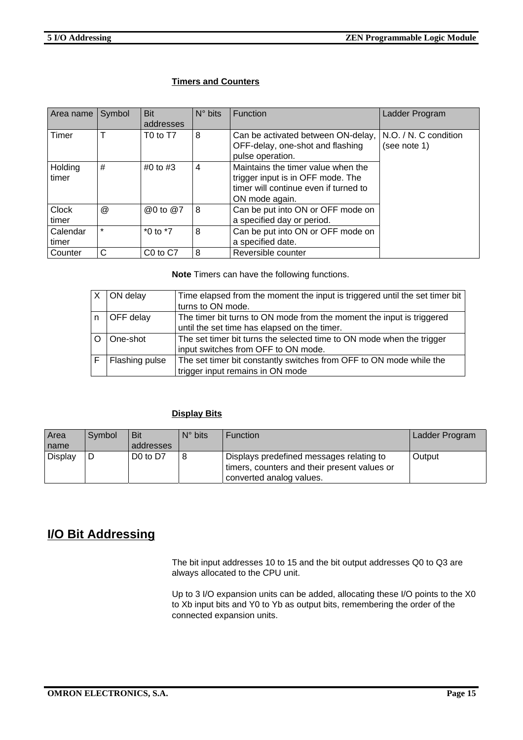### Timers and Counters

| Area name | Symbol | Bit addresses | N° bits | Function | Ladder Program |
|---|---|---|---|---|---|
| Timer | T | T0 to T7 | 8 | Can be activated between ON-delay, OFF-delay, one-shot and flashing pulse operation. | N.O. / N. C condition (see note 1) |
| Holding timer | # | #0 to #3 | 4 | Maintains the timer value when the trigger input is in OFF mode. The timer will continue even if turned to ON mode again. | |
| Clock timer | @ | @0 to @7 | 8 | Can be put into ON or OFF mode on a specified day or period. | |
| Calendar timer | * | *0 to *7 | 8 | Can be put into ON or OFF mode on a specified date. | |
| Counter | C | C0 to C7 | 8 | Reversible counter | |

**Note** Timers can have the following functions.

| | | |
|---|---|---|
| X | ON delay | Time elapsed from the moment the input is triggered until the set timer bit turns to ON mode. |
| n | OFF delay | The timer bit turns to ON mode from the moment the input is triggered until the set time has elapsed on the timer. |
| O | One-shot | The set timer bit turns the selected time to ON mode when the trigger input switches from OFF to ON mode. |
| F | Flashing pulse | The set timer bit constantly switches from OFF to ON mode while the trigger input remains in ON mode |

### Display Bits

| Area name | Symbol | Bit addresses | N° bits | Function | Ladder Program |
|---|---|---|---|---|---|
| Display | D | D0 to D7 | 8 | Displays predefined messages relating to timers, counters and their present values or converted analog values. | Output |

## I/O Bit Addressing

The bit input addresses 10 to 15 and the bit output addresses Q0 to Q3 are always allocated to the CPU unit.

Up to 3 I/O expansion units can be added, allocating these I/O points to the X0 to Xb input bits and Y0 to Yb as output bits, remembering the order of the connected expansion units.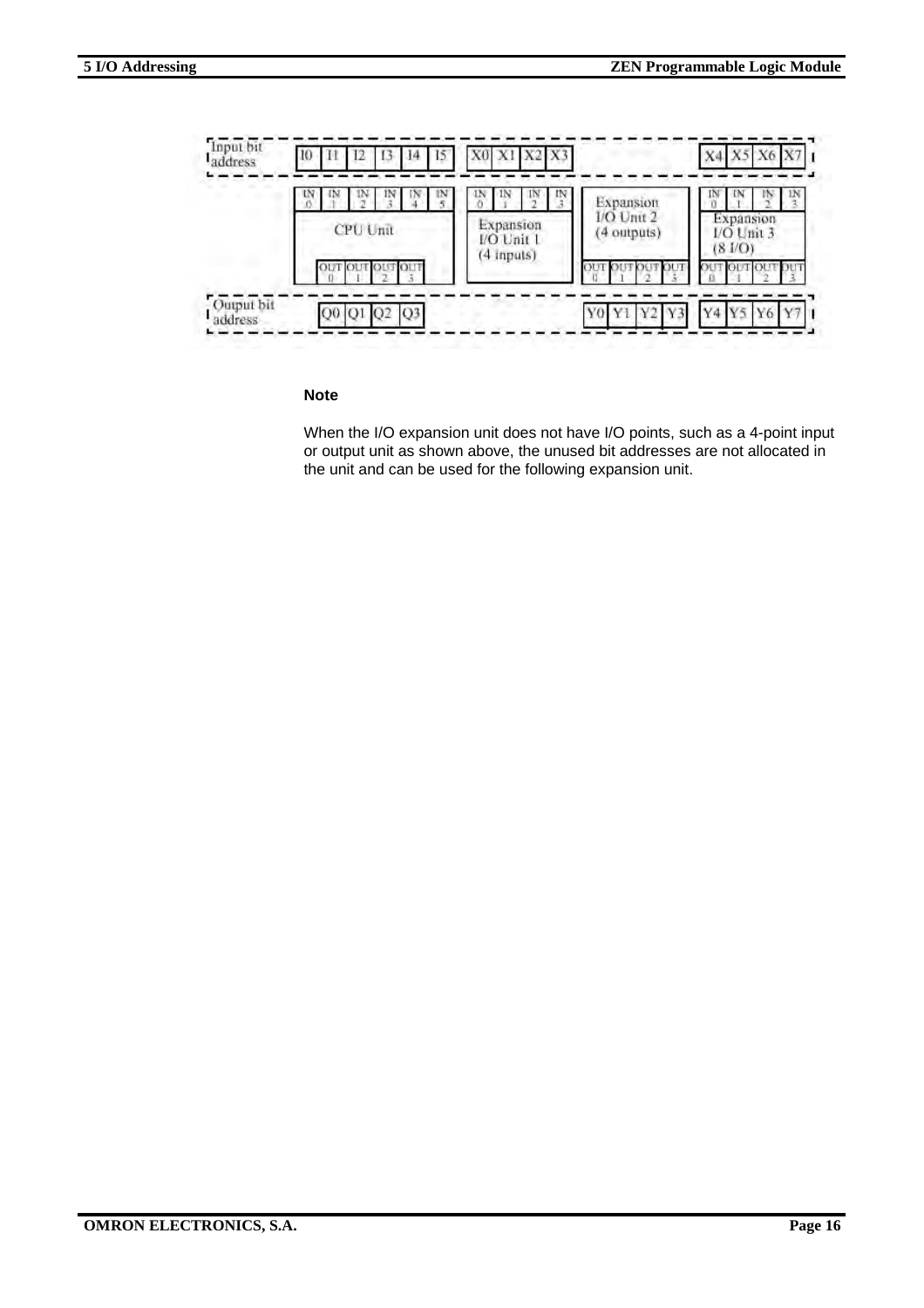| Input bit address | I0 | I1 | I2 | I3 | I4 | I5 | X0 | X1 | X2 | X3 | | | | | X4 | X5 | X6 | X7 |
|---|---|---|---|---|---|---|---|---|---|---|---|---|---|---|---|---|---|---|
| | IN 0 | IN 1 | IN 2 | IN 3 | IN 4 | IN 5 | IN 0 | IN 1 | IN 2 | IN 3 | | | | | IN 0 | IN 1 | IN 2 | IN 3 |
| | CPU Unit | | | | | | Expansion I/O Unit 1 (4 inputs) | | | | Expansion I/O Unit 2 (4 outputs) | | | | Expansion I/O Unit 3 (8 I/O) | | | |
| | OUT 0 | OUT 1 | OUT 2 | OUT 3 | | | | | | | OUT 0 | OUT 1 | OUT 2 | OUT 3 | OUT 0 | OUT 1 | OUT 2 | OUT 3 |
| Output bit address | Q0 | Q1 | Q2 | Q3 | | | | | | | Y0 | Y1 | Y2 | Y3 | Y4 | Y5 | Y6 | Y7 |

**Note**

When the I/O expansion unit does not have I/O points, such as a 4-point input or output unit as shown above, the unused bit addresses are not allocated in the unit and can be used for the following expansion unit.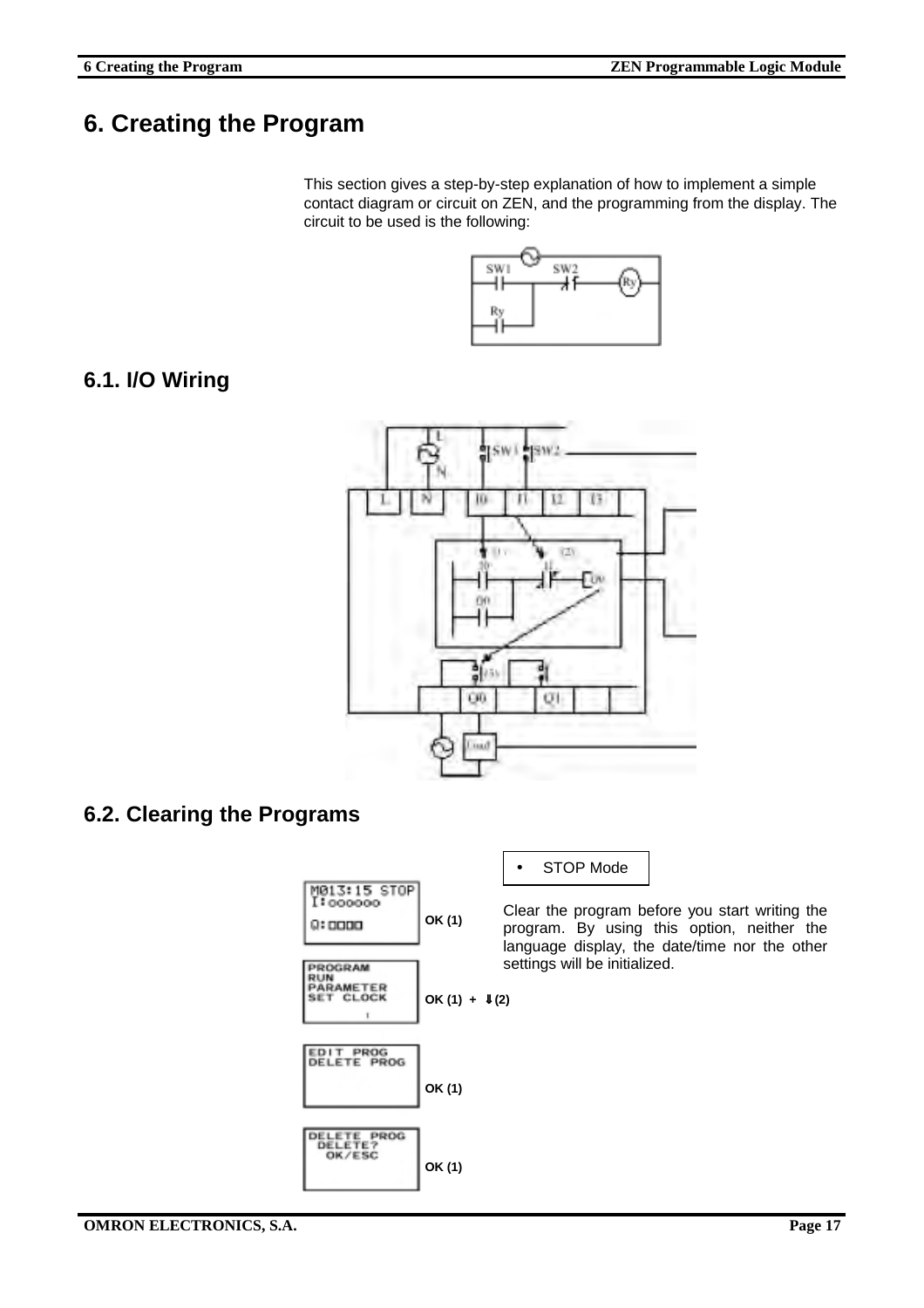# 6. Creating the Program

This section gives a step-by-step explanation of how to implement a simple contact diagram or circuit on ZEN, and the programming from the display. The circuit to be used is the following:

## 6.1. I/O Wiring

## 6.2. Clearing the Programs

- STOP Mode

Clear the program before you start writing the program. By using this option, neither the language display, the date/time nor the other settings will be initialized.

```
M013:15 STOP
I:oooooo
Q:□□□□
```

OK (1)

```
PROGRAM
RUN
PARAMETER
SET CLOCK
```

OK (1) + ⇓(2)

```
EDIT PROG
DELETE PROG
```

OK (1)

```
DELETE PROG
  DELETE?
   OK/ESC
```

OK (1)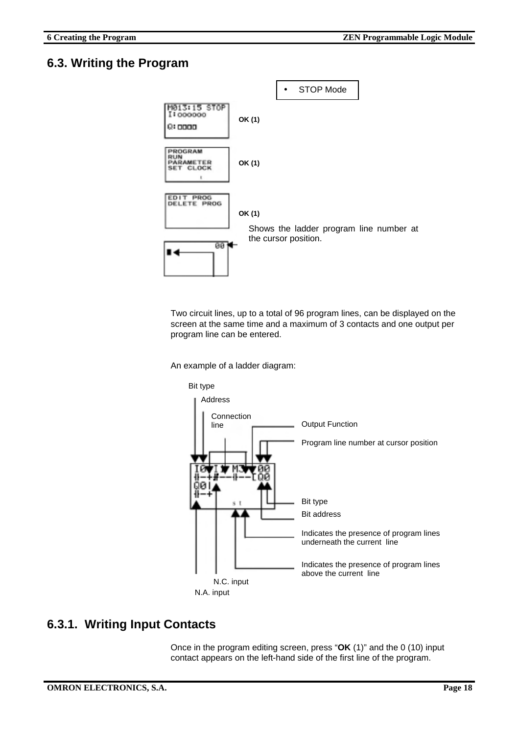## 6.3. Writing the Program

- STOP Mode

OK (1)

OK (1)

OK (1)

Shows the ladder program line number at the cursor position.

Two circuit lines, up to a total of 96 program lines, can be displayed on the screen at the same time and a maximum of 3 contacts and one output per program line can be entered.

An example of a ladder diagram:

Bit type

Address

Connection line

Output Function

Program line number at cursor position

Bit type

Bit address

Indicates the presence of program lines underneath the current line

Indicates the presence of program lines above the current line

N.C. input

N.A. input

### 6.3.1. Writing Input Contacts

Once in the program editing screen, press "**OK** (1)" and the 0 (10) input contact appears on the left-hand side of the first line of the program.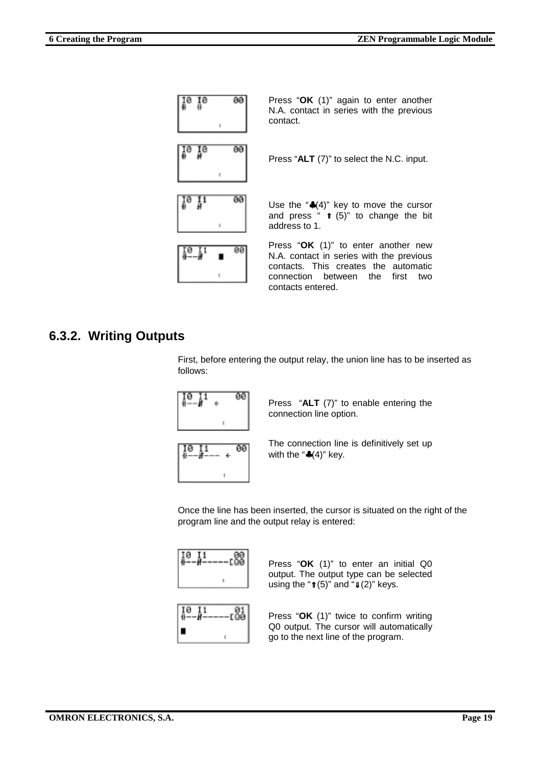Press "**OK** (1)" again to enter another N.A. contact in series with the previous contact.

Press "**ALT** (7)" to select the N.C. input.

Use the "♣(4)" key to move the cursor and press " ⇑ (5)" to change the bit address to 1.

Press "**OK** (1)" to enter another new N.A. contact in series with the previous contacts. This creates the automatic connection between the first two contacts entered.

## 6.3.2. Writing Outputs

First, before entering the output relay, the union line has to be inserted as follows:

Press "**ALT** (7)" to enable entering the connection line option.

The connection line is definitively set up with the "♣(4)" key.

Once the line has been inserted, the cursor is situated on the right of the program line and the output relay is entered:

Press "**OK** (1)" to enter an initial Q0 output. The output type can be selected using the "⇑(5)" and "⇓(2)" keys.

Press "**OK** (1)" twice to confirm writing Q0 output. The cursor will automatically go to the next line of the program.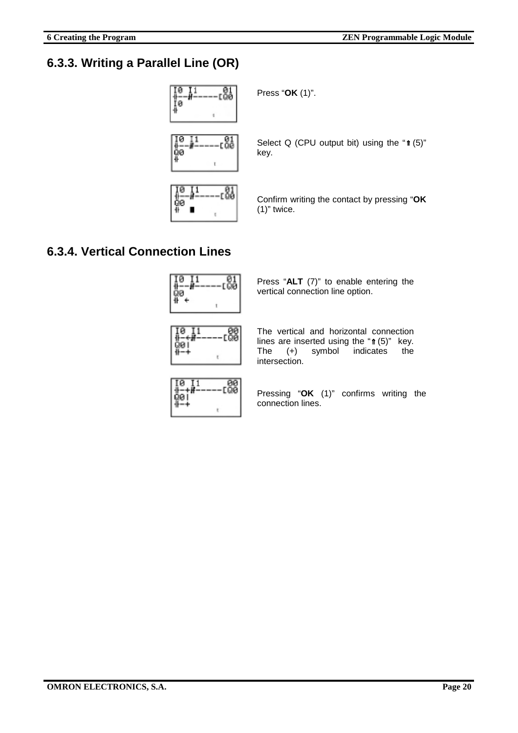## 6.3.3. Writing a Parallel Line (OR)

Press "**OK** (1)".

Select Q (CPU output bit) using the "⇑ (5)" key.

Confirm writing the contact by pressing "**OK** (1)" twice.

## 6.3.4. Vertical Connection Lines

Press "**ALT** (7)" to enable entering the vertical connection line option.

The vertical and horizontal connection lines are inserted using the "⇑ (5)" key. The (+) symbol indicates the intersection.

Pressing "**OK** (1)" confirms writing the connection lines.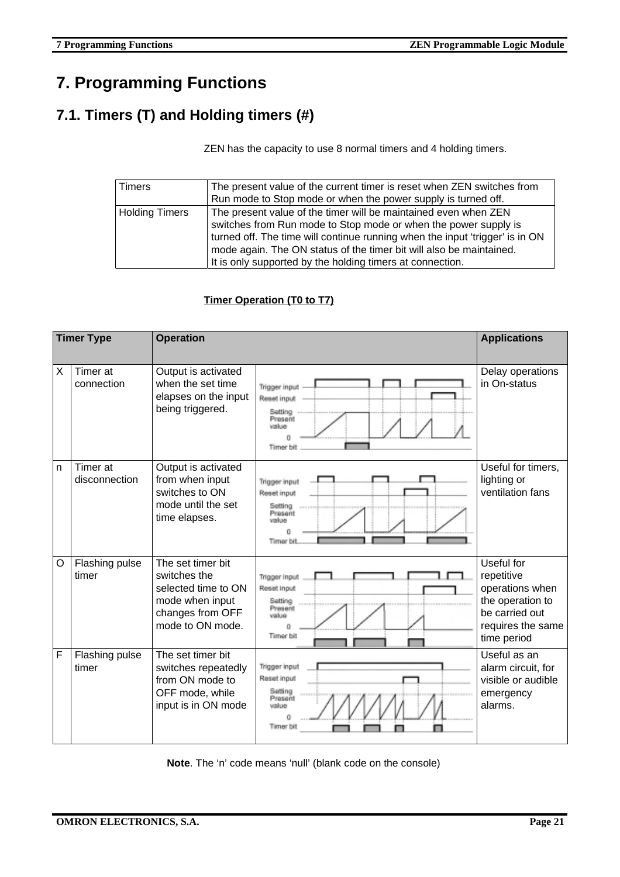# 7. Programming Functions

## 7.1. Timers (T) and Holding timers (#)

ZEN has the capacity to use 8 normal timers and 4 holding timers.

| Timers | The present value of the current timer is reset when ZEN switches from Run mode to Stop mode or when the power supply is turned off. |
|---|---|
| Holding Timers | The present value of the timer will be maintained even when ZEN switches from Run mode to Stop mode or when the power supply is turned off. The time will continue running when the input 'trigger' is in ON mode again. The ON status of the timer bit will also be maintained. It is only supported by the holding timers at connection. |

**Timer Operation (T0 to T7)**

| Timer Type | | Operation | | Applications |
|---|---|---|---|---|
| X | Timer at connection | Output is activated when the set time elapses on the input being triggered. | | Delay operations in On-status |
| n | Timer at disconnection | Output is activated from when input switches to ON mode until the set time elapses. | | Useful for timers, lighting or ventilation fans |
| O | Flashing pulse timer | The set timer bit switches the selected time to ON mode when input changes from OFF mode to ON mode. | | Useful for repetitive operations when the operation to be carried out requires the same time period |
| F | Flashing pulse timer | The set timer bit switches repeatedly from ON mode to OFF mode, while input is in ON mode | | Useful as an alarm circuit, for visible or audible emergency alarms. |

**Note**. The 'n' code means 'null' (blank code on the console)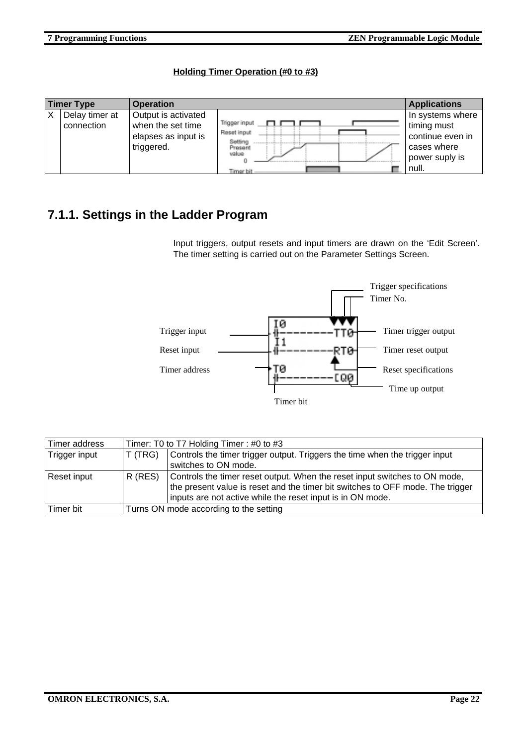**Holding Timer Operation (#0 to #3)**

| Timer Type | | Operation | | Applications |
|---|---|---|---|---|
| X | Delay timer at connection | Output is activated when the set time elapses as input is triggered. | | In systems where timing must continue even in cases where power suply is null. |

## 7.1.1. Settings in the Ladder Program

Input triggers, output resets and input timers are drawn on the 'Edit Screen'. The timer setting is carried out on the Parameter Settings Screen.

| Timer address | Timer: T0 to T7 Holding Timer : #0 to #3 | |
|---|---|---|
| Trigger input | T (TRG) | Controls the timer trigger output. Triggers the time when the trigger input switches to ON mode. |
| Reset input | R (RES) | Controls the timer reset output. When the reset input switches to ON mode, the present value is reset and the timer bit switches to OFF mode. The trigger inputs are not active while the reset input is in ON mode. |
| Timer bit | Turns ON mode according to the setting | |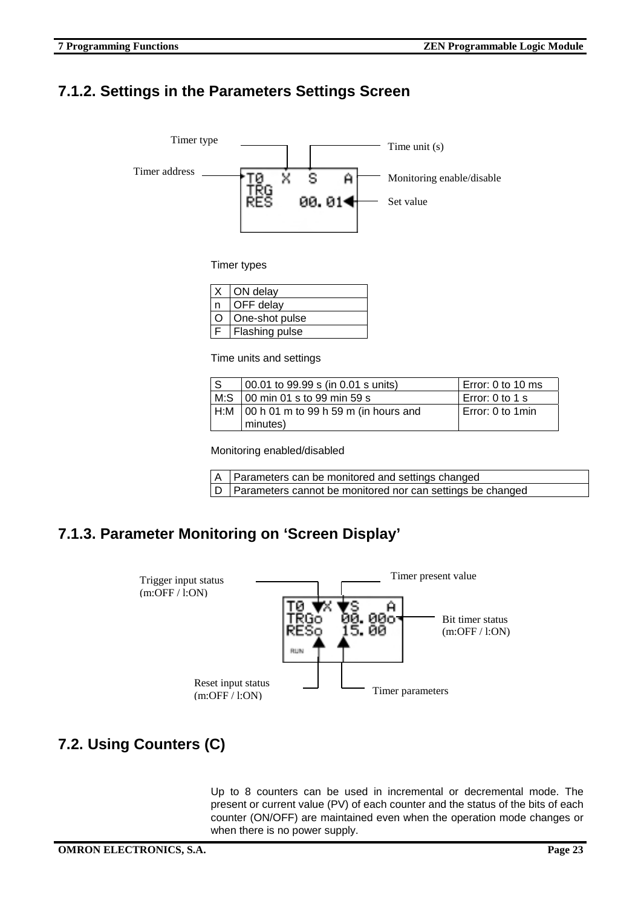## 7.1.2. Settings in the Parameters Settings Screen

Timer type

Timer address

Time unit (s)

Monitoring enable/disable

Set value

```
T0  X  S   A
TRG
RES    00.01
```

Timer types

| X | ON delay |
|---|---|
| n | OFF delay |
| O | One-shot pulse |
| F | Flashing pulse |

Time units and settings

| S | 00.01 to 99.99 s (in 0.01 s units) | Error: 0 to 10 ms |
|---|---|---|
| M:S | 00 min 01 s to 99 min 59 s | Error: 0 to 1 s |
| H:M | 00 h 01 m to 99 h 59 m (in hours and minutes) | Error: 0 to 1min |

Monitoring enabled/disabled

| A | Parameters can be monitored and settings changed |
|---|---|
| D | Parameters cannot be monitored nor can settings be changed |

## 7.1.3. Parameter Monitoring on 'Screen Display'

Trigger input status (m:OFF / l:ON)

Timer present value

Bit timer status (m:OFF / l:ON)

```
T0  X  S   A
TRGo  00.00o
RESo  15.00
RUN
```

Reset input status (m:OFF / l:ON)

Timer parameters

## 7.2. Using Counters (C)

Up to 8 counters can be used in incremental or decremental mode. The present or current value (PV) of each counter and the status of the bits of each counter (ON/OFF) are maintained even when the operation mode changes or when there is no power supply.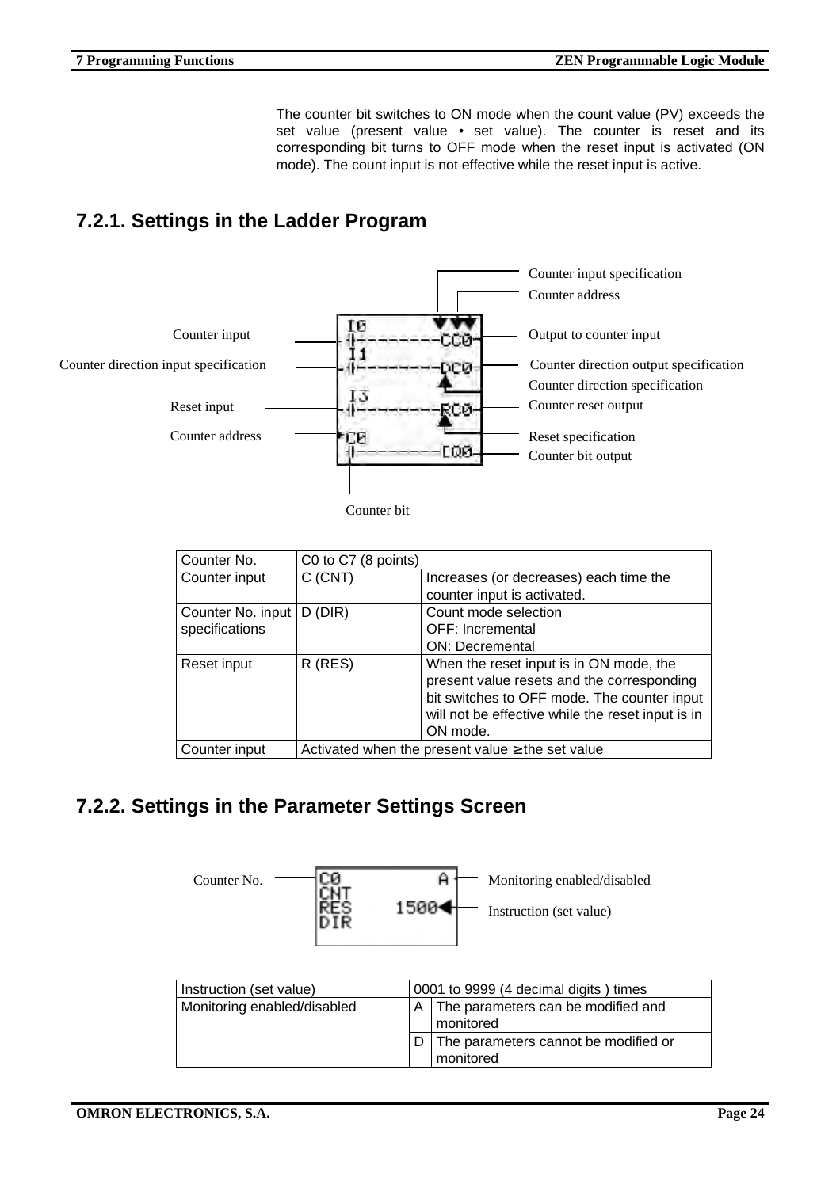The counter bit switches to ON mode when the count value (PV) exceeds the set value (present value • set value). The counter is reset and its corresponding bit turns to OFF mode when the reset input is activated (ON mode). The count input is not effective while the reset input is active.

## 7.2.1. Settings in the Ladder Program

Counter input specification
Counter address
Counter input
Output to counter input
Counter direction input specification
Counter direction output specification
Counter direction specification
Reset input
Counter reset output
Counter address
Reset specification
Counter bit output
Counter bit

| Counter No. | C0 to C7 (8 points) | |
|---|---|---|
| Counter input | C (CNT) | Increases (or decreases) each time the counter input is activated. |
| Counter No. input specifications | D (DIR) | Count mode selection<br>OFF: Incremental<br>ON: Decremental |
| Reset input | R (RES) | When the reset input is in ON mode, the present value resets and the corresponding bit switches to OFF mode. The counter input will not be effective while the reset input is in ON mode. |
| Counter input | Activated when the present value ≥ the set value | |

## 7.2.2. Settings in the Parameter Settings Screen

Counter No.
Monitoring enabled/disabled
Instruction (set value)

| Instruction (set value) | 0001 to 9999 (4 decimal digits ) times | |
|---|---|---|
| Monitoring enabled/disabled | A | The parameters can be modified and monitored |
| | D | The parameters cannot be modified or monitored |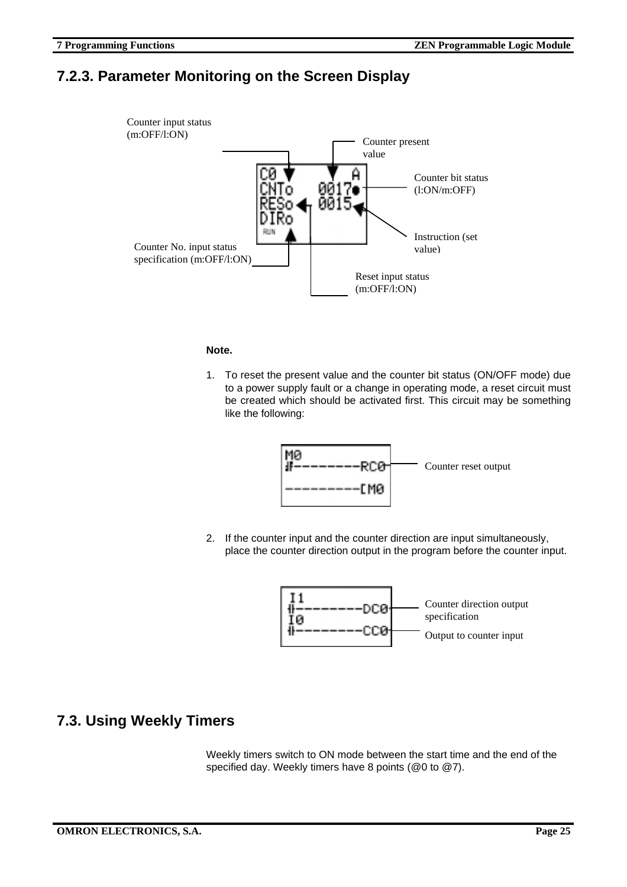## 7.2.3. Parameter Monitoring on the Screen Display

Counter input status (m:OFF/l:ON)

Counter present value

Counter bit status (l:ON/m:OFF)

Instruction (set value)

Counter No. input status specification (m:OFF/l:ON)

Reset input status (m:OFF/l:ON)

**Note.**

1. To reset the present value and the counter bit status (ON/OFF mode) due to a power supply fault or a change in operating mode, a reset circuit must be created which should be activated first. This circuit may be something like the following:

Counter reset output

2. If the counter input and the counter direction are input simultaneously, place the counter direction output in the program before the counter input.

Counter direction output specification

Output to counter input

## 7.3. Using Weekly Timers

Weekly timers switch to ON mode between the start time and the end of the specified day. Weekly timers have 8 points (@0 to @7).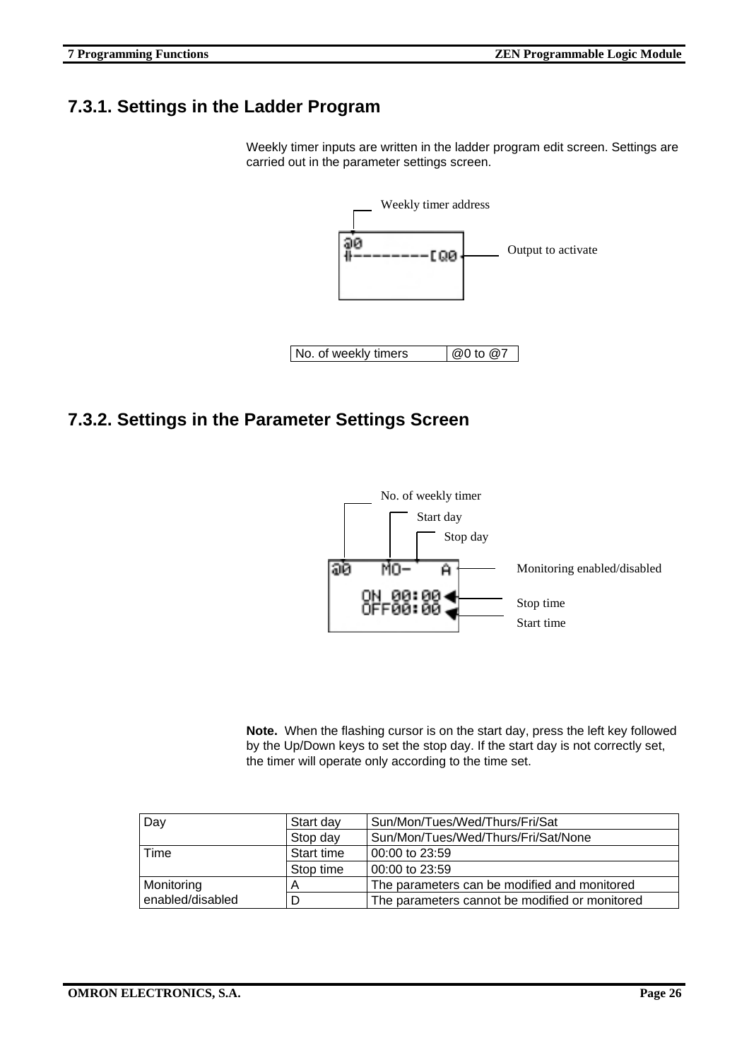### 7.3.1. Settings in the Ladder Program

Weekly timer inputs are written in the ladder program edit screen. Settings are carried out in the parameter settings screen.

Weekly timer address

Output to activate

| No. of weekly timers | @0 to @7 |
|---|---|

### 7.3.2. Settings in the Parameter Settings Screen

No. of weekly timer

Start day

Stop day

Monitoring enabled/disabled

Stop time

Start time

**Note.** When the flashing cursor is on the start day, press the left key followed by the Up/Down keys to set the stop day. If the start day is not correctly set, the timer will operate only according to the time set.

| Day | Start day | Sun/Mon/Tues/Wed/Thurs/Fri/Sat |
|---|---|---|
| | Stop day | Sun/Mon/Tues/Wed/Thurs/Fri/Sat/None |
| Time | Start time | 00:00 to 23:59 |
| | Stop time | 00:00 to 23:59 |
| Monitoring enabled/disabled | A | The parameters can be modified and monitored |
| | D | The parameters cannot be modified or monitored |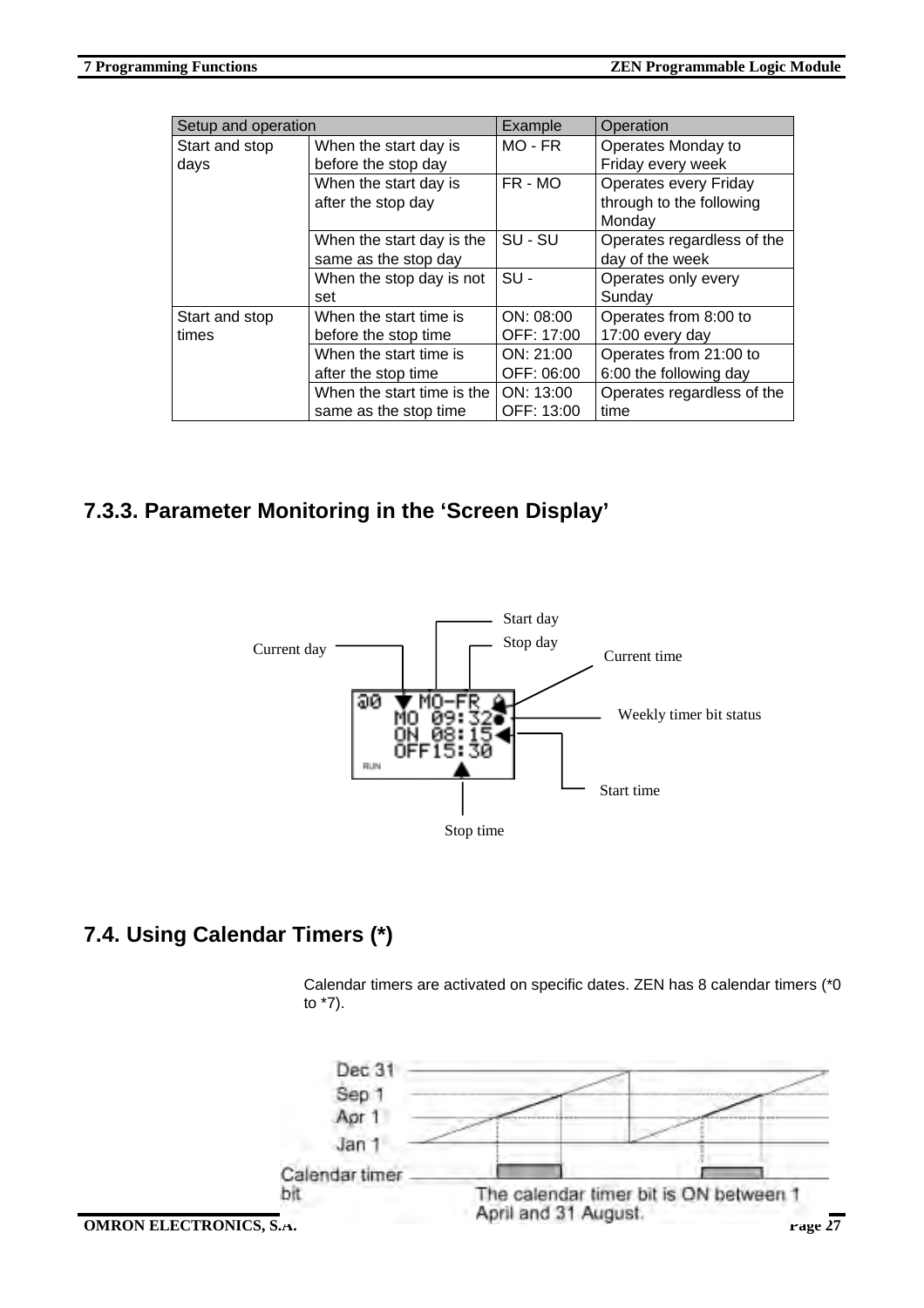| Setup and operation | | Example | Operation |
|---|---|---|---|
| Start and stop days | When the start day is before the stop day | MO - FR | Operates Monday to Friday every week |
| | When the start day is after the stop day | FR - MO | Operates every Friday through to the following Monday |
| | When the start day is the same as the stop day | SU - SU | Operates regardless of the day of the week |
| | When the stop day is not set | SU - | Operates only every Sunday |
| Start and stop times | When the start time is before the stop time | ON: 08:00 OFF: 17:00 | Operates from 8:00 to 17:00 every day |
| | When the start time is after the stop time | ON: 21:00 OFF: 06:00 | Operates from 21:00 to 6:00 the following day |
| | When the start time is the same as the stop time | ON: 13:00 OFF: 13:00 | Operates regardless of the time |

## 7.3.3. Parameter Monitoring in the ‘Screen Display’

Current day | Start day | Stop day | Current time | Weekly timer bit status | Start time | Stop time

```
@0 ▼ MO-FR ◎
   MO 09:32●
   ON 08:15◄
   OFF15:30
RUN    ▲
```

## 7.4. Using Calendar Timers (*)

Calendar timers are activated on specific dates. ZEN has 8 calendar timers (*0 to *7).

Dec 31
Sep 1
Apr 1
Jan 1
Calendar timer bit

The calendar timer bit is ON between 1 April and 31 August.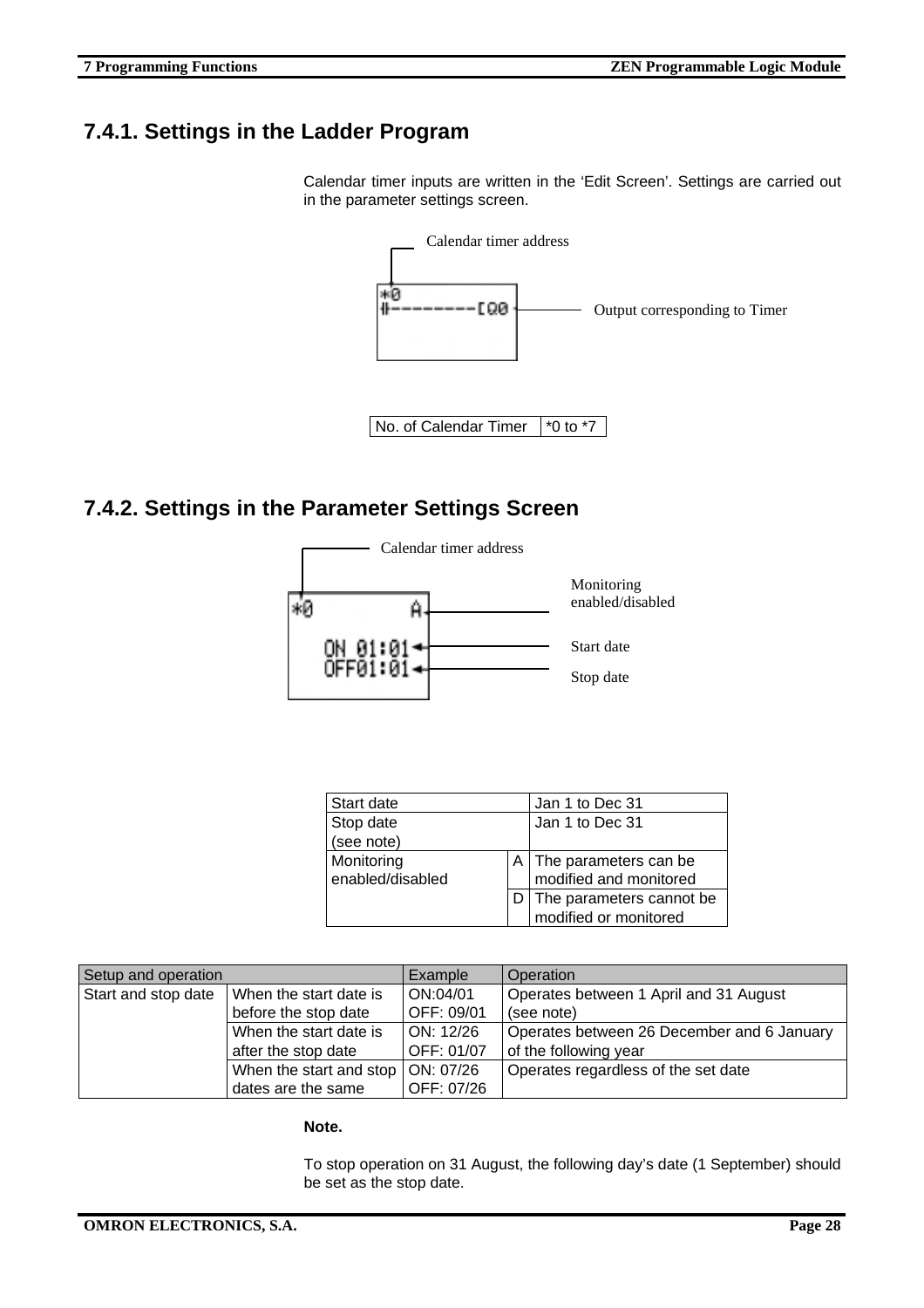## 7.4.1. Settings in the Ladder Program

Calendar timer inputs are written in the 'Edit Screen'. Settings are carried out in the parameter settings screen.

Calendar timer address

Output corresponding to Timer

| No. of Calendar Timer | *0 to *7 |
|---|---|

## 7.4.2. Settings in the Parameter Settings Screen

Calendar timer address

Monitoring enabled/disabled

Start date

Stop date

| Start date | | Jan 1 to Dec 31 |
|---|---|---|
| Stop date (see note) | | Jan 1 to Dec 31 |
| Monitoring enabled/disabled | A | The parameters can be modified and monitored |
| | D | The parameters cannot be modified or monitored |

| Setup and operation | | Example | Operation |
|---|---|---|---|
| Start and stop date | When the start date is before the stop date | ON:04/01 OFF: 09/01 | Operates between 1 April and 31 August (see note) |
| | When the start date is after the stop date | ON: 12/26 OFF: 01/07 | Operates between 26 December and 6 January of the following year |
| | When the start and stop dates are the same | ON: 07/26 OFF: 07/26 | Operates regardless of the set date |

**Note.**

To stop operation on 31 August, the following day's date (1 September) should be set as the stop date.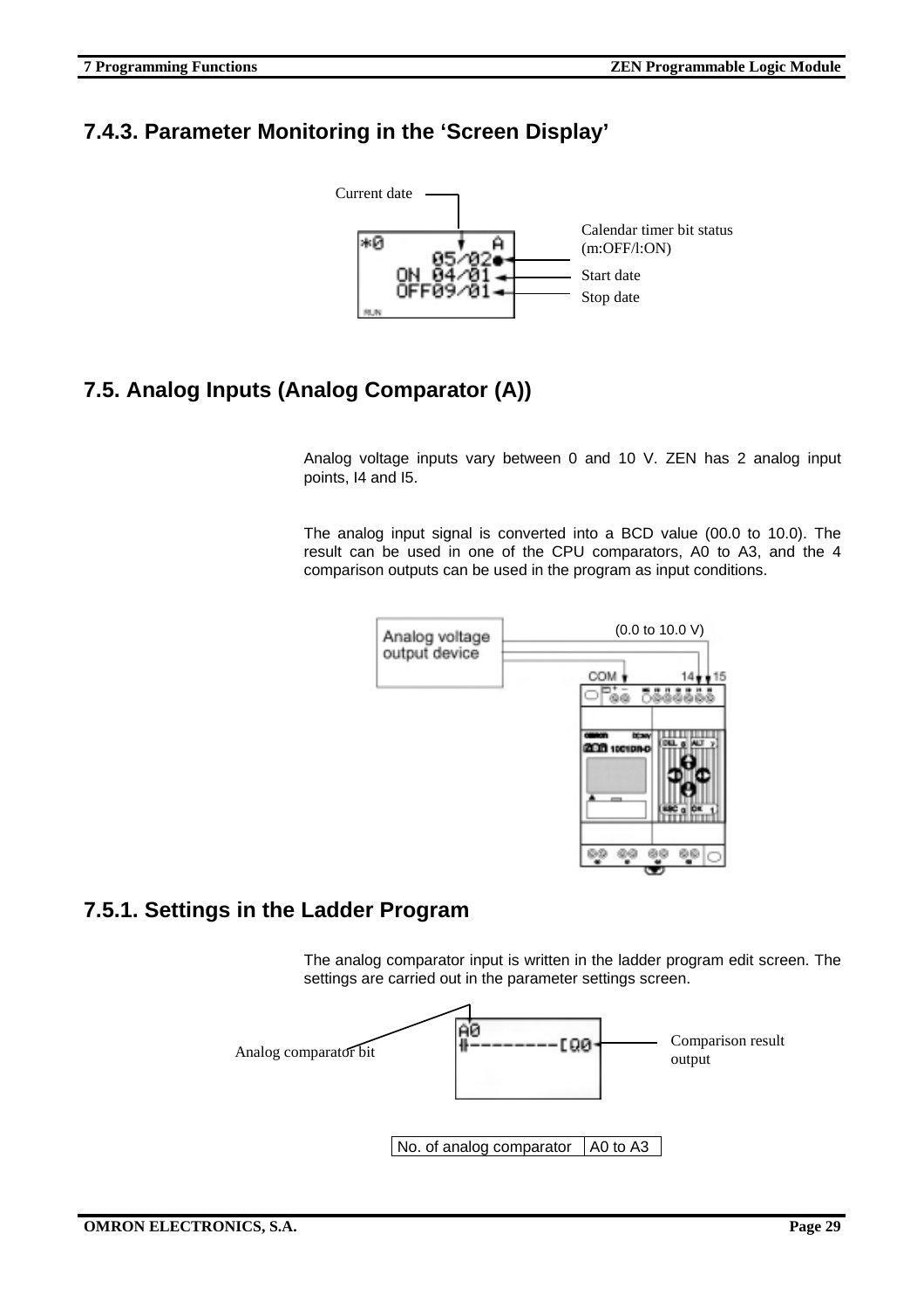## 7.4.3. Parameter Monitoring in the 'Screen Display'

Current date

Calendar timer bit status (m:OFF/l:ON)

Start date

Stop date

```
*0          A
       05/02●
    ON  04/01
    OFF09/01
RUN
```

## 7.5. Analog Inputs (Analog Comparator (A))

Analog voltage inputs vary between 0 and 10 V. ZEN has 2 analog input points, I4 and I5.

The analog input signal is converted into a BCD value (00.0 to 10.0). The result can be used in one of the CPU comparators, A0 to A3, and the 4 comparison outputs can be used in the program as input conditions.

Analog voltage output device

(0.0 to 10.0 V)

COM 14 15

### 7.5.1. Settings in the Ladder Program

The analog comparator input is written in the ladder program edit screen. The settings are carried out in the parameter settings screen.

Analog comparator bit

```
A0
#--------[Q0
```

Comparison result output

| No. of analog comparator | A0 to A3 |
|---|---|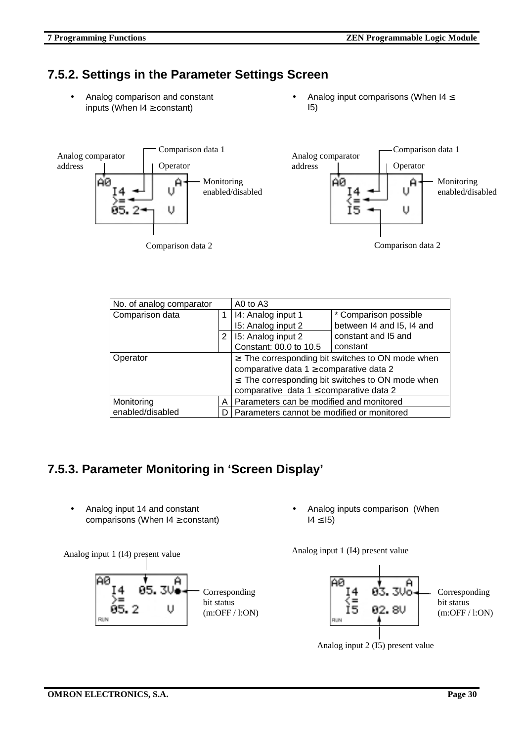## 7.5.2. Settings in the Parameter Settings Screen

- Analog comparison and constant inputs (When I4 ≥ constant)

Analog comparator address — Comparison data 1 — Operator — Monitoring enabled/disabled — Comparison data 2

```
A0        A
  I4      V
  >=
  05.2    V
```

- Analog input comparisons (When I4 ≤ I5)

Analog comparator address — Comparison data 1 — Operator — Monitoring enabled/disabled — Comparison data 2

```
A0        A
  I4      V
  <=
  I5      V
```

| No. of analog comparator | | A0 to A3 | |
|---|---|---|---|
| Comparison data | 1 | I4: Analog input 1<br>I5: Analog input 2 | * Comparison possible between I4 and I5, I4 and constant and I5 and constant |
| | 2 | I5: Analog input 2<br>Constant: 00.0 to 10.5 | |
| Operator | | ≥ The corresponding bit switches to ON mode when comparative data 1 ≥ comparative data 2<br>≤ The corresponding bit switches to ON mode when comparative data 1 ≤ comparative data 2 | |
| Monitoring enabled/disabled | A | Parameters can be modified and monitored | |
| | D | Parameters cannot be modified or monitored | |

## 7.5.3. Parameter Monitoring in 'Screen Display'

- Analog input 14 and constant comparisons (When I4 ≥ constant)

Analog input 1 (I4) present value — Corresponding bit status (m:OFF / l:ON)

```
A0          A
  I4   05.3V●
  >=
  05.2      V
RUN
```

- Analog inputs comparison (When I4 ≤ I5)

Analog input 1 (I4) present value — Corresponding bit status (m:OFF / l:ON) — Analog input 2 (I5) present value

```
A0          A
  I4   03.3Vo
  <=
  I5   02.8V
RUN
```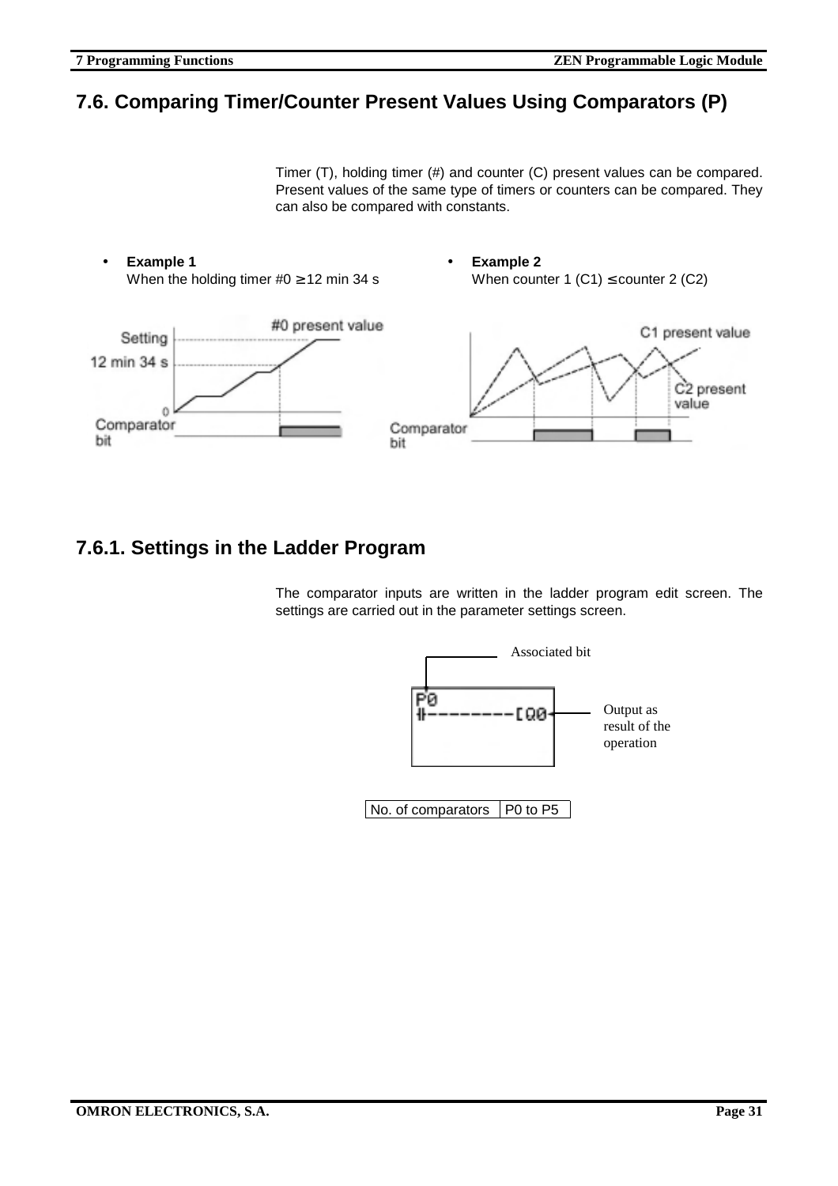## 7.6. Comparing Timer/Counter Present Values Using Comparators (P)

Timer (T), holding timer (#) and counter (C) present values can be compared. Present values of the same type of timers or counters can be compared. They can also be compared with constants.

- **Example 1**
  When the holding timer #0 ≥ 12 min 34 s
- **Example 2**
  When counter 1 (C1) ≤ counter 2 (C2)

### 7.6.1. Settings in the Ladder Program

The comparator inputs are written in the ladder program edit screen. The settings are carried out in the parameter settings screen.

| No. of comparators | P0 to P5 |
|---|---|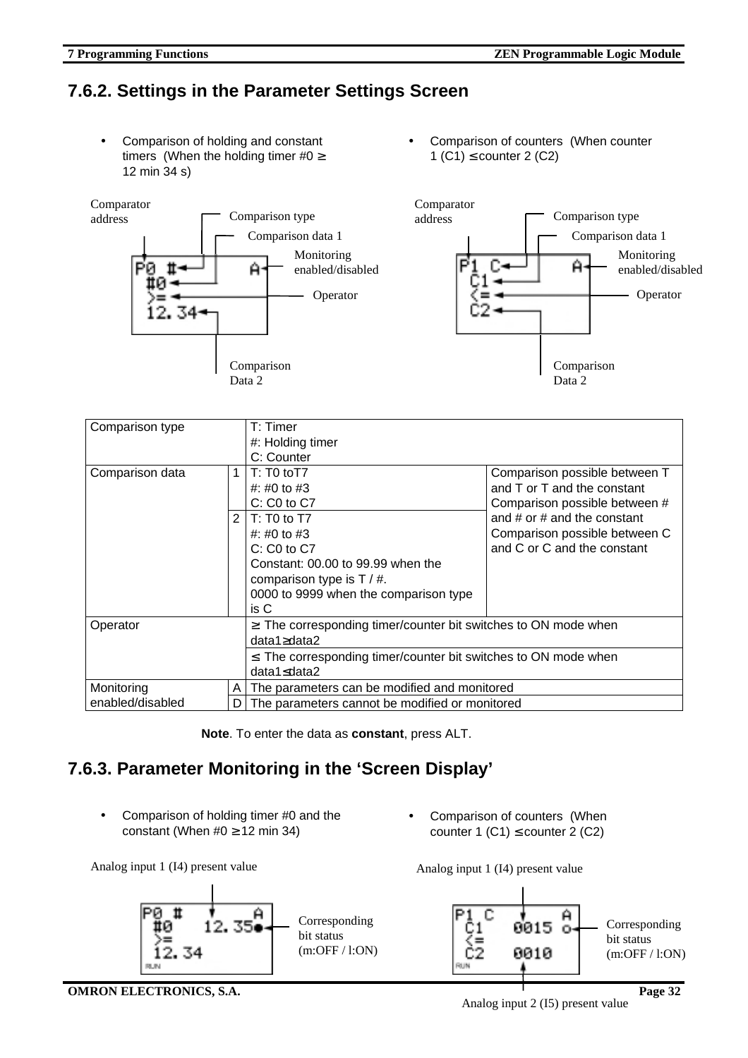## 7.6.2. Settings in the Parameter Settings Screen

- Comparison of holding and constant timers (When the holding timer #0 ≥ 12 min 34 s)
- Comparison of counters (When counter 1 (C1) ≤ counter 2 (C2)

Comparator address, Comparison type, Comparison data 1, Monitoring enabled/disabled, Operator, Comparison Data 2

```
P0 #     A
#0
>=
12.34
```

Comparator address, Comparison type, Comparison data 1, Monitoring enabled/disabled, Operator, Comparison Data 2

```
P1 C     A
C1
<=
C2
```

| Comparison type | | T: Timer<br>#: Holding timer<br>C: Counter | |
|---|---|---|---|
| Comparison data | 1 | T: T0 toT7<br>#: #0 to #3<br>C: C0 to C7 | Comparison possible between T and T or T and the constant<br>Comparison possible between # and # or # and the constant<br>Comparison possible between C and C or C and the constant |
| | 2 | T: T0 to T7<br>#: #0 to #3<br>C: C0 to C7<br>Constant: 00.00 to 99.99 when the comparison type is T / #.<br>0000 to 9999 when the comparison type is C | |
| Operator | | ≥ The corresponding timer/counter bit switches to ON mode when data1≥data2 | |
| | | ≤ The corresponding timer/counter bit switches to ON mode when data1≤data2 | |
| Monitoring enabled/disabled | A | The parameters can be modified and monitored | |
| | D | The parameters cannot be modified or monitored | |

**Note**. To enter the data as **constant**, press ALT.

## 7.6.3. Parameter Monitoring in the 'Screen Display'

- Comparison of holding timer #0 and the constant (When #0 ≥ 12 min 34)
- Comparison of counters (When counter 1 (C1) ≤ counter 2 (C2)

Analog input 1 (I4) present value

```
P0 #        A
#0    12.35●
>=
12.34
RUN
```

Corresponding bit status (m:OFF / l:ON)

Analog input 1 (I4) present value

```
P1 C        A
C1    0015 o
<=
C2    0010
RUN
```

Corresponding bit status (m:OFF / l:ON)

Analog input 2 (I5) present value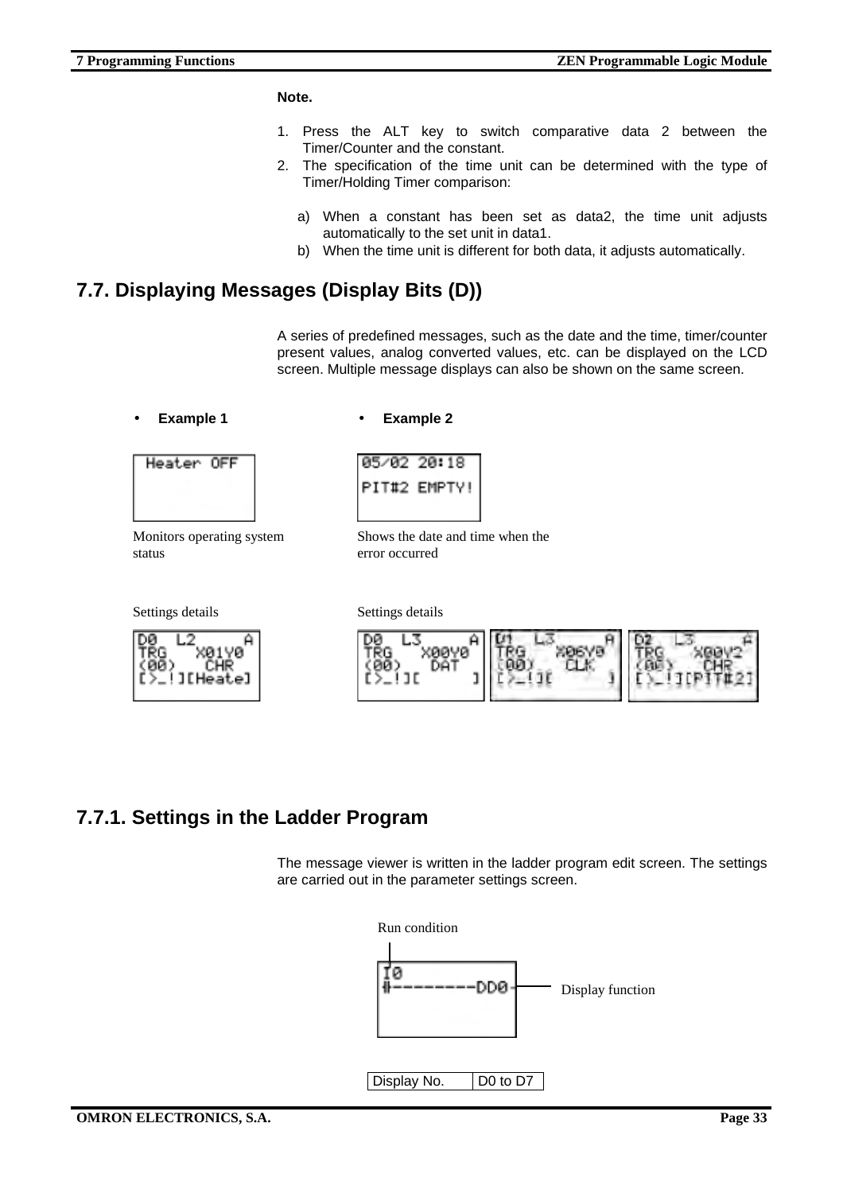**Note.**

1. Press the ALT key to switch comparative data 2 between the Timer/Counter and the constant.
2. The specification of the time unit can be determined with the type of Timer/Holding Timer comparison:

   a) When a constant has been set as data2, the time unit adjusts automatically to the set unit in data1.
   b) When the time unit is different for both data, it adjusts automatically.

## 7.7. Displaying Messages (Display Bits (D))

A series of predefined messages, such as the date and the time, timer/counter present values, analog converted values, etc. can be displayed on the LCD screen. Multiple message displays can also be shown on the same screen.

- **Example 1**

```
Heater OFF
```

Monitors operating system status

Settings details

```
D0  L2      A
TRG   X01Y0
(00)   CHR
[>_!][Heate]
```

- **Example 2**

```
05/02 20:18
PIT#2 EMPTY!
```

Shows the date and time when the error occurred

Settings details

```
D0  L3      A
TRG   X00Y0
(00)   DAT
[>_!][     ]
```

```
D1  L3      A
TRG   X06Y0
(00)   CLK
[>_!][     ]
```

```
D2  L3      A
TRG   X00Y2
(00)   CHR
[>_!][PIT#2]
```

### 7.7.1. Settings in the Ladder Program

The message viewer is written in the ladder program edit screen. The settings are carried out in the parameter settings screen.

Run condition

```
I0
|/|--------DD0
```

Display function

| Display No. | D0 to D7 |
|---|---|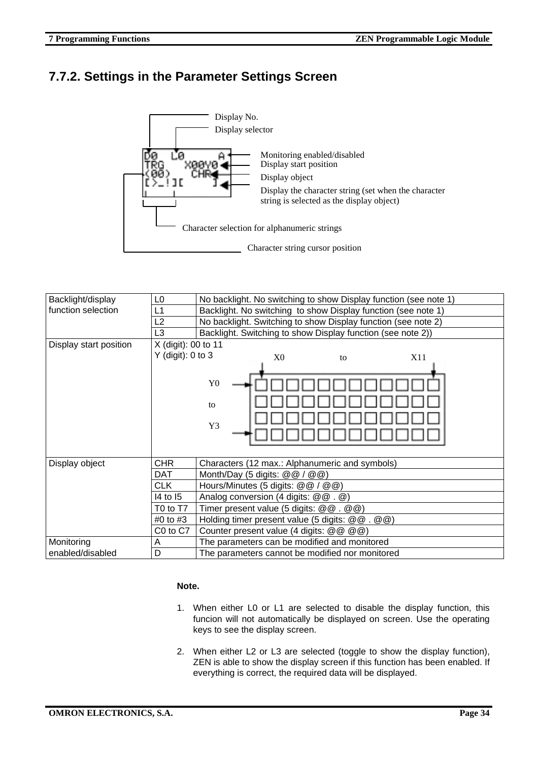## 7.7.2. Settings in the Parameter Settings Screen

Display No.

Display selector

Monitoring enabled/disabled

Display start position

Display object

Display the character string (set when the character string is selected as the display object)

Character selection for alphanumeric strings

Character string cursor position

| Backlight/display function selection | L0 | No backlight. No switching to show Display function (see note 1) |
|---|---|---|
| | L1 | Backlight. No switching to show Display function (see note 1) |
| | L2 | No backlight. Switching to show Display function (see note 2) |
| | L3 | Backlight. Switching to show Display function (see note 2)) |
| Display start position | X (digit): 00 to 11<br>Y (digit): 0 to 3 | X0 to X11, Y0 to Y3 |
| Display object | CHR | Characters (12 max.: Alphanumeric and symbols) |
| | DAT | Month/Day (5 digits: @@ / @@) |
| | CLK | Hours/Minutes (5 digits: @@ / @@) |
| | I4 to I5 | Analog conversion (4 digits: @@ . @) |
| | T0 to T7 | Timer present value (5 digits: @@ . @@) |
| | #0 to #3 | Holding timer present value (5 digits: @@ . @@) |
| | C0 to C7 | Counter present value (4 digits: @@ @@) |
| Monitoring enabled/disabled | A | The parameters can be modified and monitored |
| | D | The parameters cannot be modified nor monitored |

**Note.**

1. When either L0 or L1 are selected to disable the display function, this funcion will not automatically be displayed on screen. Use the operating keys to see the display screen.

2. When either L2 or L3 are selected (toggle to show the display function), ZEN is able to show the display screen if this function has been enabled. If everything is correct, the required data will be displayed.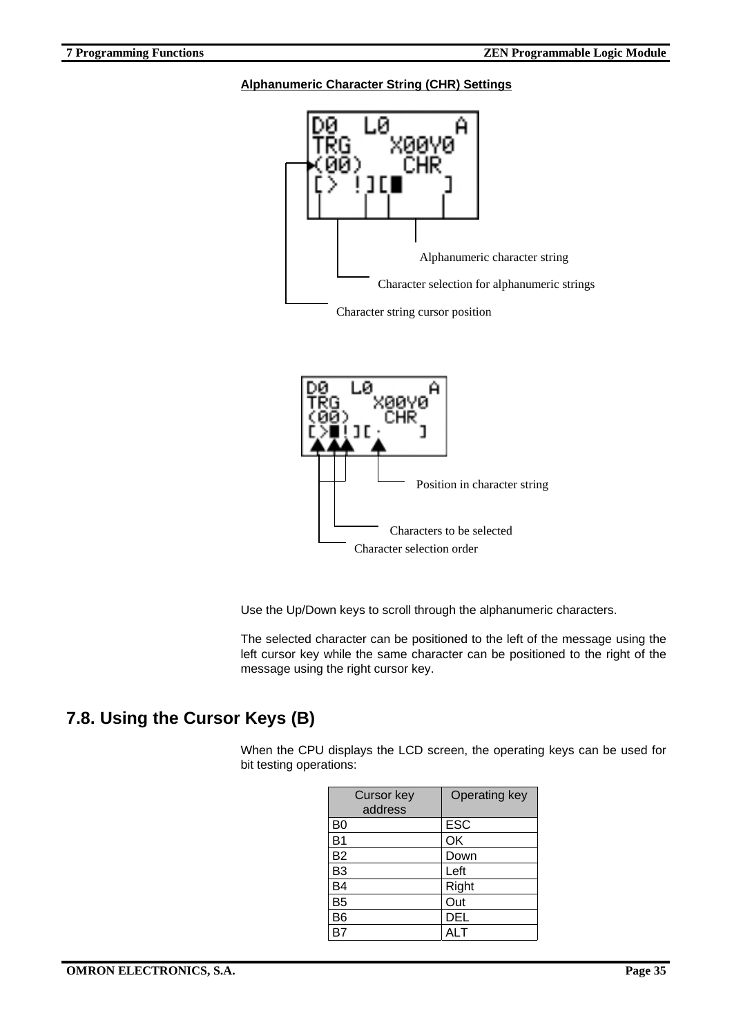**Alphanumeric Character String (CHR) Settings**

Alphanumeric character string

Character selection for alphanumeric strings

Character string cursor position

Position in character string

Characters to be selected

Character selection order

Use the Up/Down keys to scroll through the alphanumeric characters.

The selected character can be positioned to the left of the message using the left cursor key while the same character can be positioned to the right of the message using the right cursor key.

## 7.8. Using the Cursor Keys (B)

When the CPU displays the LCD screen, the operating keys can be used for bit testing operations:

| Cursor key address | Operating key |
|---|---|
| B0 | ESC |
| B1 | OK |
| B2 | Down |
| B3 | Left |
| B4 | Right |
| B5 | Out |
| B6 | DEL |
| B7 | ALT |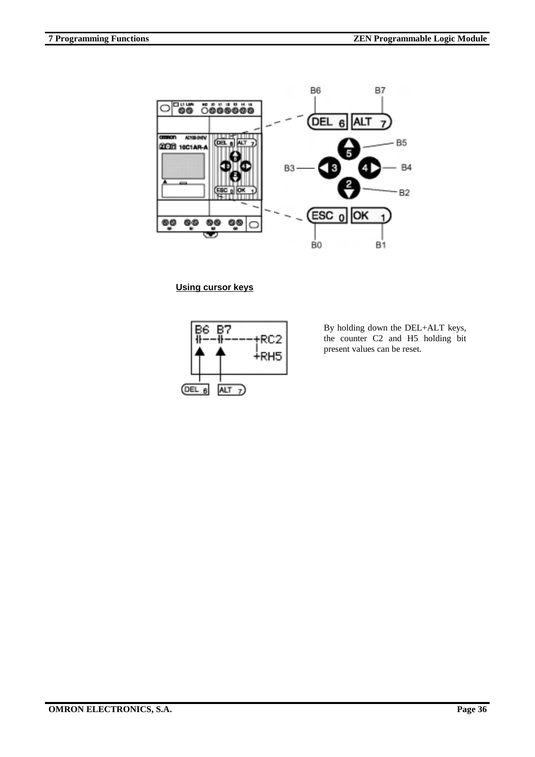**Using cursor keys**

By holding down the DEL+ALT keys, the counter C2 and H5 holding bit present values can be reset.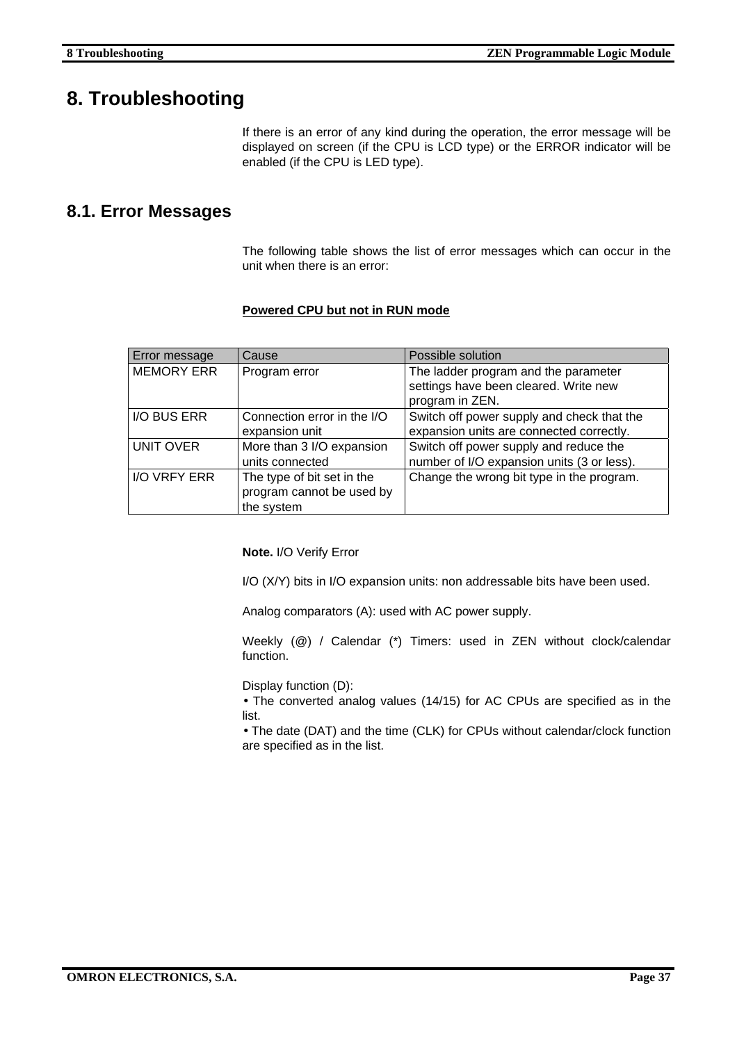# 8. Troubleshooting

If there is an error of any kind during the operation, the error message will be displayed on screen (if the CPU is LCD type) or the ERROR indicator will be enabled (if the CPU is LED type).

## 8.1. Error Messages

The following table shows the list of error messages which can occur in the unit when there is an error:

**Powered CPU but not in RUN mode**

| Error message | Cause | Possible solution |
|---|---|---|
| MEMORY ERR | Program error | The ladder program and the parameter settings have been cleared. Write new program in ZEN. |
| I/O BUS ERR | Connection error in the I/O expansion unit | Switch off power supply and check that the expansion units are connected correctly. |
| UNIT OVER | More than 3 I/O expansion units connected | Switch off power supply and reduce the number of I/O expansion units (3 or less). |
| I/O VRFY ERR | The type of bit set in the program cannot be used by the system | Change the wrong bit type in the program. |

**Note.** I/O Verify Error

I/O (X/Y) bits in I/O expansion units: non addressable bits have been used.

Analog comparators (A): used with AC power supply.

Weekly (@) / Calendar (*) Timers: used in ZEN without clock/calendar function.

Display function (D):
- The converted analog values (14/15) for AC CPUs are specified as in the list.
- The date (DAT) and the time (CLK) for CPUs without calendar/clock function are specified as in the list.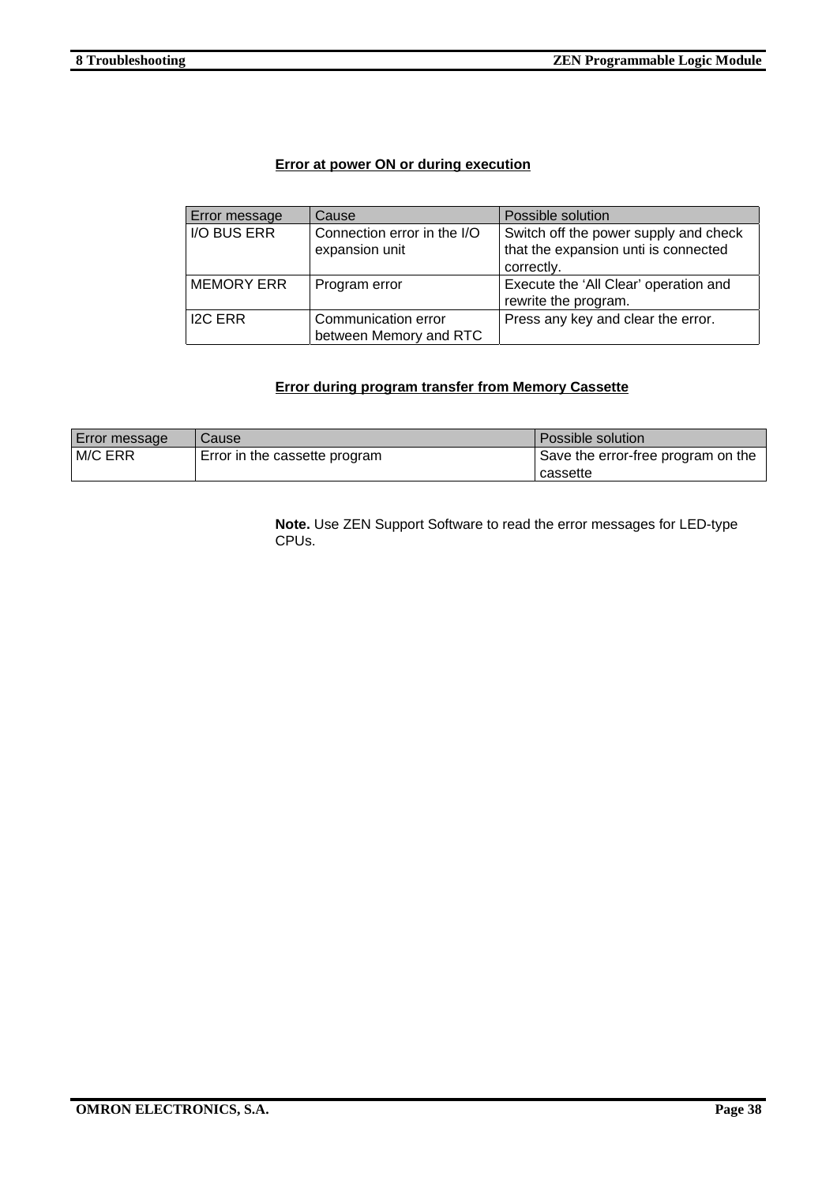**Error at power ON or during execution**

| Error message | Cause | Possible solution |
| --- | --- | --- |
| I/O BUS ERR | Connection error in the I/O expansion unit | Switch off the power supply and check that the expansion unti is connected correctly. |
| MEMORY ERR | Program error | Execute the 'All Clear' operation and rewrite the program. |
| I2C ERR | Communication error between Memory and RTC | Press any key and clear the error. |

**Error during program transfer from Memory Cassette**

| Error message | Cause | Possible solution |
| --- | --- | --- |
| M/C ERR | Error in the cassette program | Save the error-free program on the cassette |

**Note.** Use ZEN Support Software to read the error messages for LED-type CPUs.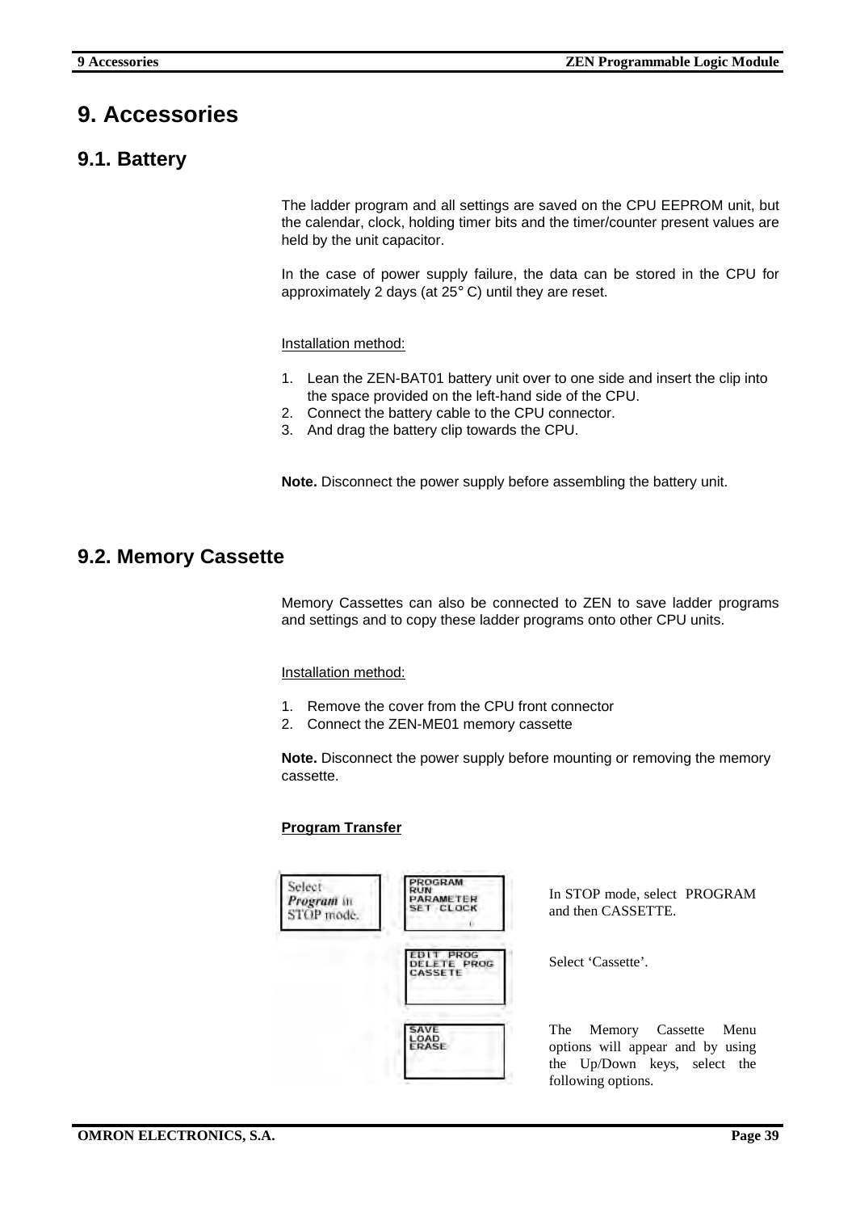# 9. Accessories

## 9.1. Battery

The ladder program and all settings are saved on the CPU EEPROM unit, but the calendar, clock, holding timer bits and the timer/counter present values are held by the unit capacitor.

In the case of power supply failure, the data can be stored in the CPU for approximately 2 days (at 25° C) until they are reset.

Installation method:

1. Lean the ZEN-BAT01 battery unit over to one side and insert the clip into the space provided on the left-hand side of the CPU.
2. Connect the battery cable to the CPU connector.
3. And drag the battery clip towards the CPU.

**Note.** Disconnect the power supply before assembling the battery unit.

## 9.2. Memory Cassette

Memory Cassettes can also be connected to ZEN to save ladder programs and settings and to copy these ladder programs onto other CPU units.

Installation method:

1. Remove the cover from the CPU front connector
2. Connect the ZEN-ME01 memory cassette

**Note.** Disconnect the power supply before mounting or removing the memory cassette.

**Program Transfer**

Select *Program* in STOP mode.

```
PROGRAM
RUN
PARAMETER
SET CLOCK
```

In STOP mode, select PROGRAM and then CASSETTE.

```
EDIT PROG
DELETE PROG
CASSETE
```

Select 'Cassette'.

```
SAVE
LOAD
ERASE
```

The Memory Cassette Menu options will appear and by using the Up/Down keys, select the following options.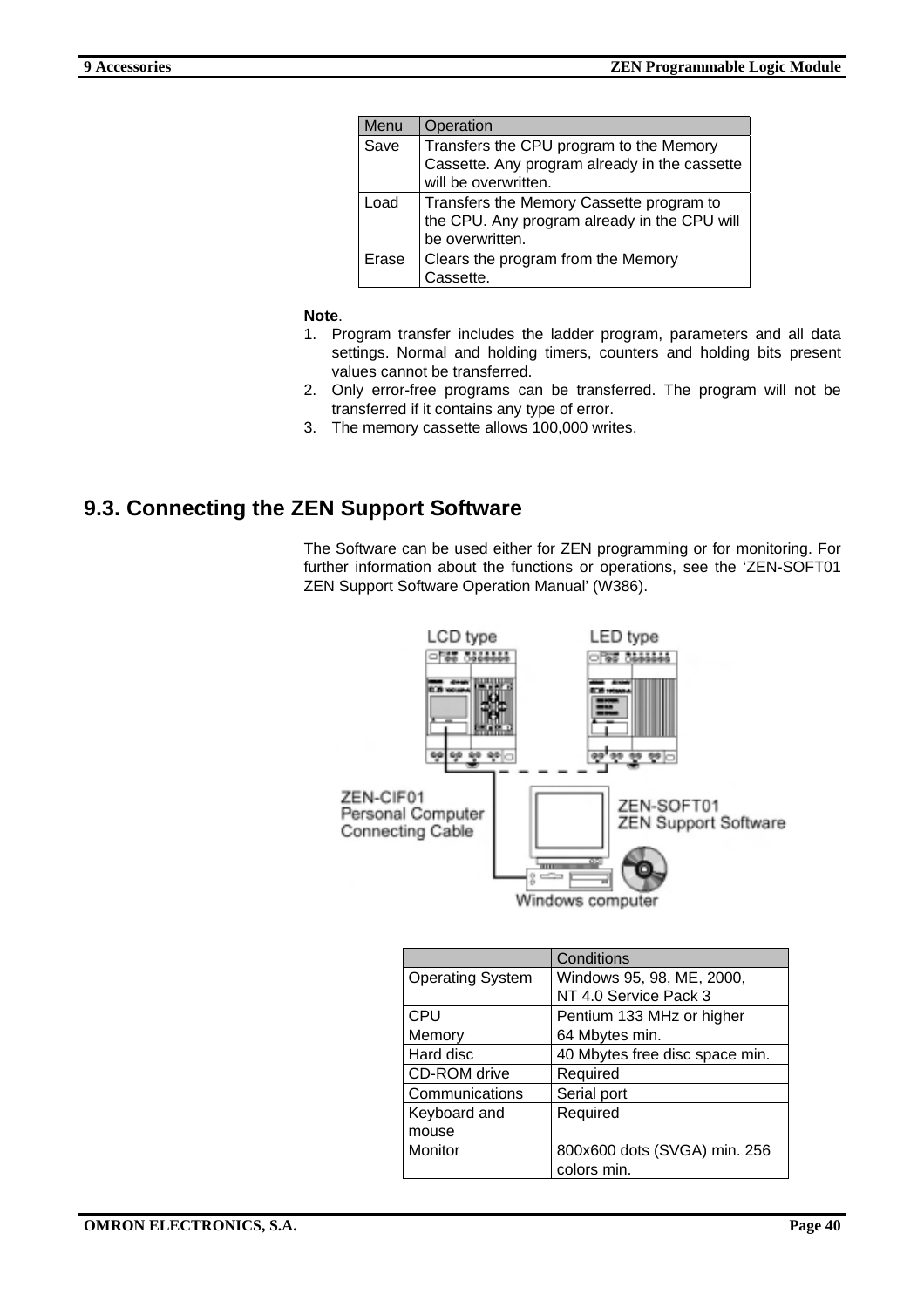| Menu | Operation |
|---|---|
| Save | Transfers the CPU program to the Memory Cassette. Any program already in the cassette will be overwritten. |
| Load | Transfers the Memory Cassette program to the CPU. Any program already in the CPU will be overwritten. |
| Erase | Clears the program from the Memory Cassette. |

**Note**.

1. Program transfer includes the ladder program, parameters and all data settings. Normal and holding timers, counters and holding bits present values cannot be transferred.
2. Only error-free programs can be transferred. The program will not be transferred if it contains any type of error.
3. The memory cassette allows 100,000 writes.

## 9.3. Connecting the ZEN Support Software

The Software can be used either for ZEN programming or for monitoring. For further information about the functions or operations, see the 'ZEN-SOFT01 ZEN Support Software Operation Manual' (W386).

LCD type

LED type

ZEN-CIF01 Personal Computer Connecting Cable

ZEN-SOFT01 ZEN Support Software

Windows computer

| | Conditions |
|---|---|
| Operating System | Windows 95, 98, ME, 2000, NT 4.0 Service Pack 3 |
| CPU | Pentium 133 MHz or higher |
| Memory | 64 Mbytes min. |
| Hard disc | 40 Mbytes free disc space min. |
| CD-ROM drive | Required |
| Communications | Serial port |
| Keyboard and mouse | Required |
| Monitor | 800x600 dots (SVGA) min. 256 colors min. |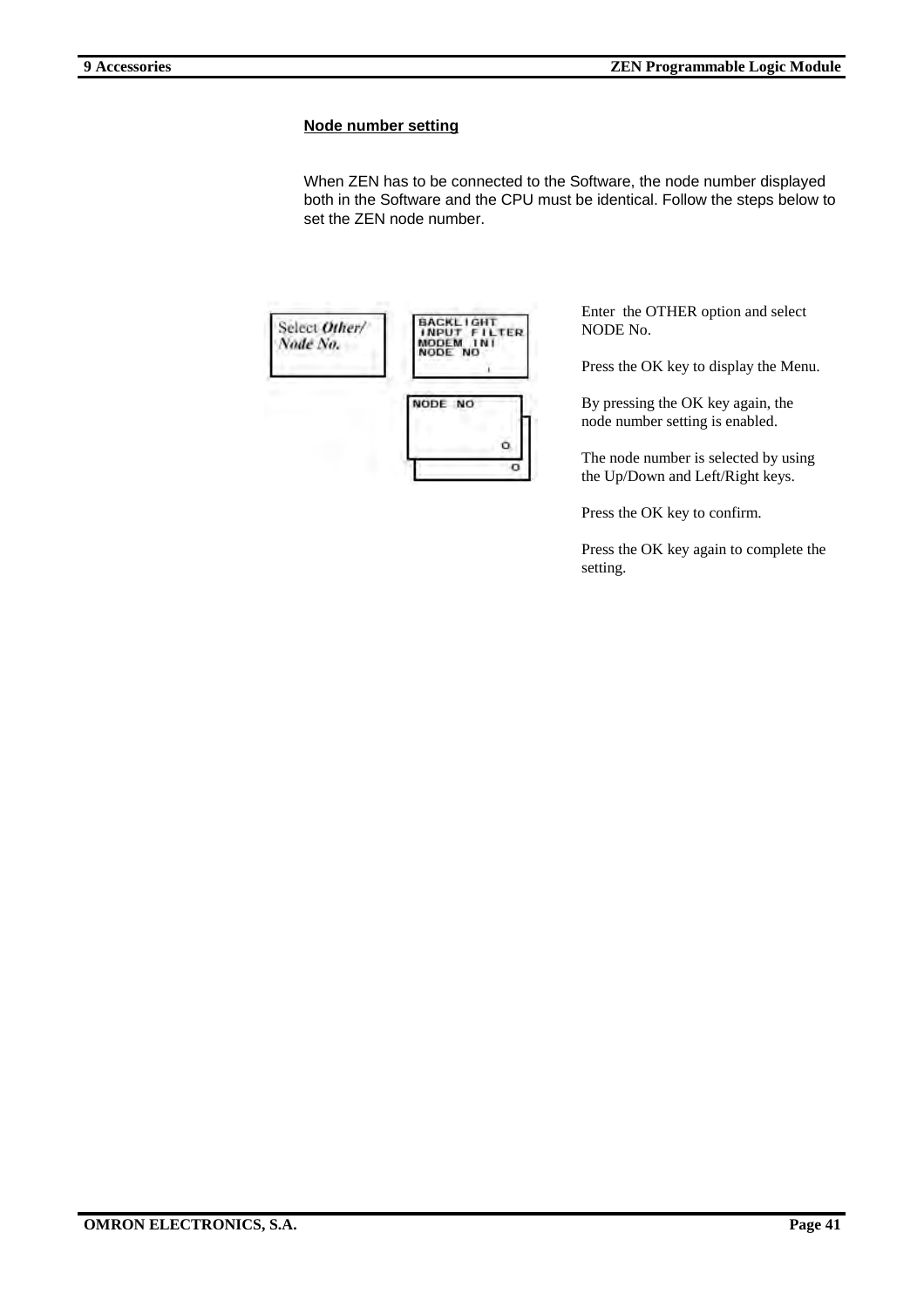**Node number setting**

When ZEN has to be connected to the Software, the node number displayed both in the Software and the CPU must be identical. Follow the steps below to set the ZEN node number.

Select *Other/ Node No.*

BACKLIGHT
INPUT FILTER
MODEM INI
NODE NO

NODE NO
0
0

Enter the OTHER option and select NODE No.

Press the OK key to display the Menu.

By pressing the OK key again, the node number setting is enabled.

The node number is selected by using the Up/Down and Left/Right keys.

Press the OK key to confirm.

Press the OK key again to complete the setting.